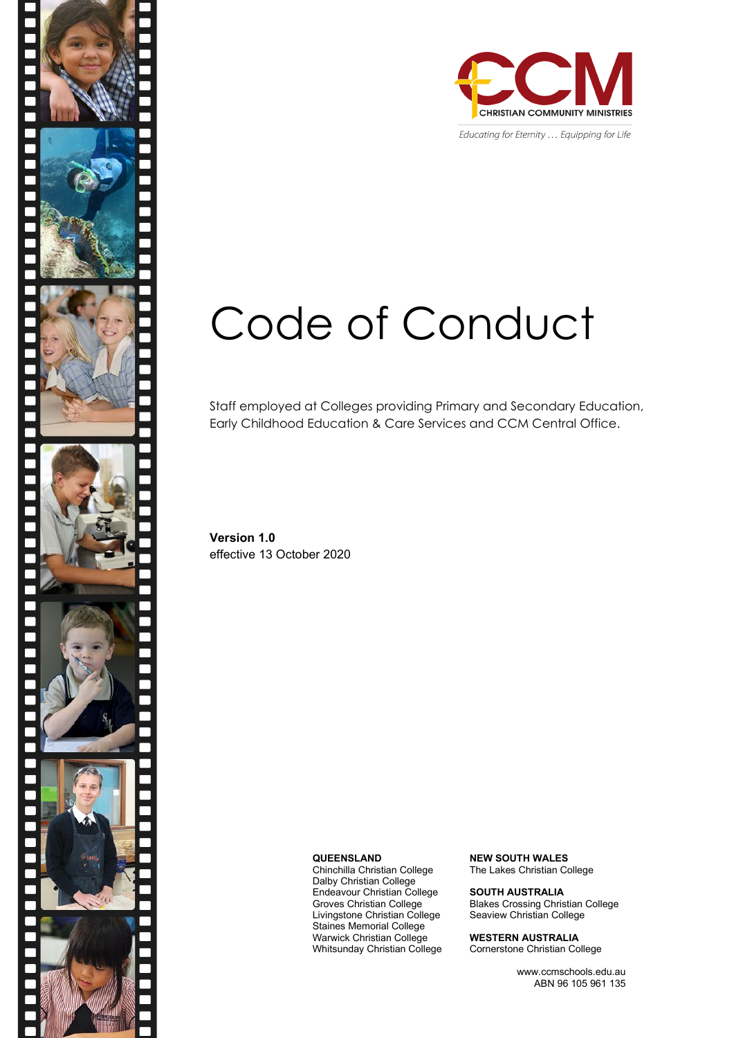CCM

CHRISTIAN COMMUNITY MINISTRIES

*Educating for Eternity … Equipping for Life*

# Code of Conduct

Staff employed at Colleges providing Primary and Secondary Education, Early Childhood Education & Care Services and CCM Central Office.

**Version 1.0**
effective 13 October 2020

**QUEENSLAND**
Chinchilla Christian College
Dalby Christian College
Endeavour Christian College
Groves Christian College
Livingstone Christian College
Staines Memorial College
Warwick Christian College
Whitsunday Christian College

**NEW SOUTH WALES**
The Lakes Christian College

**SOUTH AUSTRALIA**
Blakes Crossing Christian College
Seaview Christian College

**WESTERN AUSTRALIA**
Cornerstone Christian College

www.ccmschools.edu.au
ABN 96 105 961 135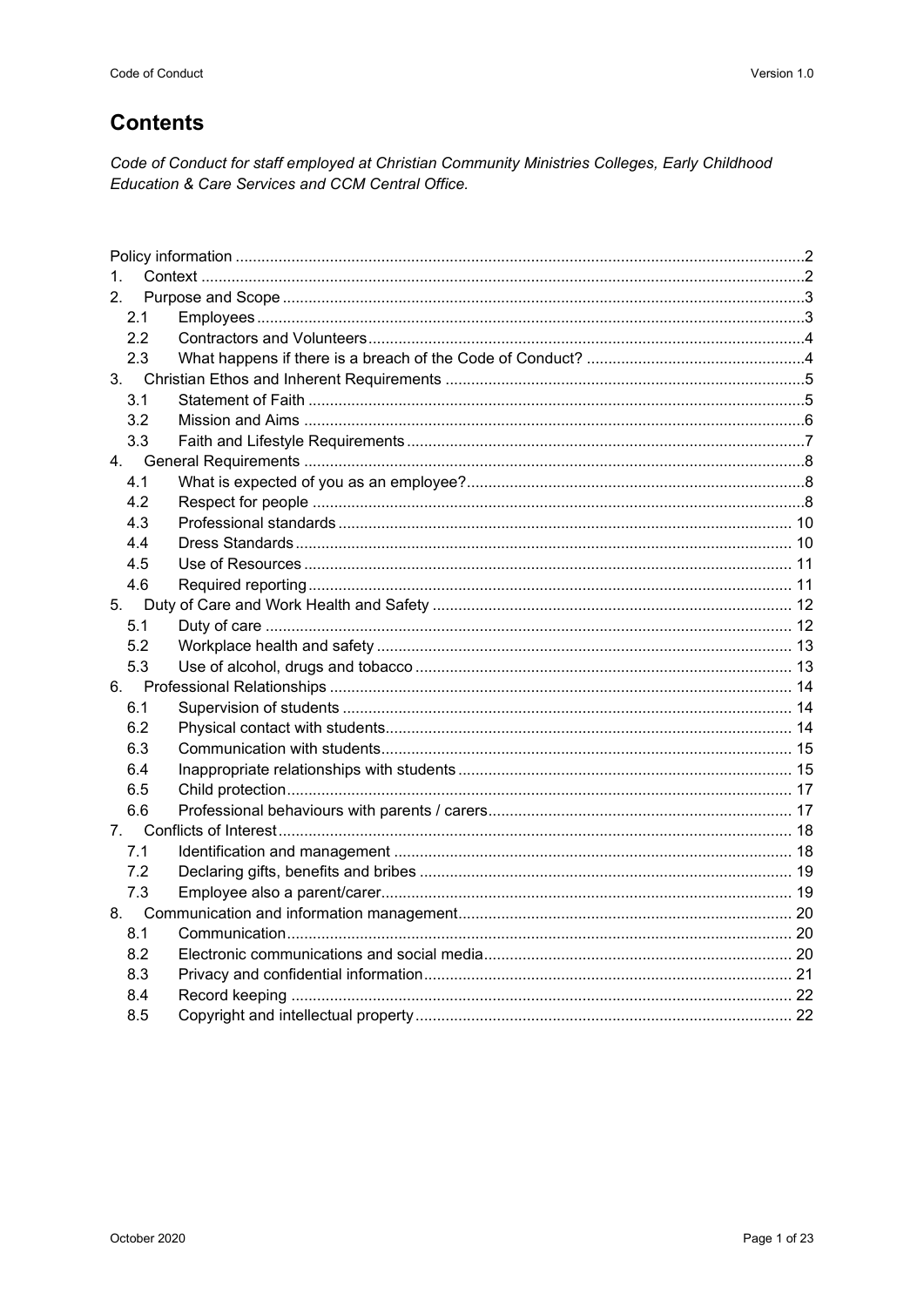# Contents

*Code of Conduct for staff employed at Christian Community Ministries Colleges, Early Childhood Education & Care Services and CCM Central Office.*

- Policy information ..... 2
- 1. Context ..... 2
- 2. Purpose and Scope ..... 3
  - 2.1 Employees ..... 3
  - 2.2 Contractors and Volunteers ..... 4
  - 2.3 What happens if there is a breach of the Code of Conduct? ..... 4
- 3. Christian Ethos and Inherent Requirements ..... 5
  - 3.1 Statement of Faith ..... 5
  - 3.2 Mission and Aims ..... 6
  - 3.3 Faith and Lifestyle Requirements ..... 7
- 4. General Requirements ..... 8
  - 4.1 What is expected of you as an employee? ..... 8
  - 4.2 Respect for people ..... 8
  - 4.3 Professional standards ..... 10
  - 4.4 Dress Standards ..... 10
  - 4.5 Use of Resources ..... 11
  - 4.6 Required reporting ..... 11
- 5. Duty of Care and Work Health and Safety ..... 12
  - 5.1 Duty of care ..... 12
  - 5.2 Workplace health and safety ..... 13
  - 5.3 Use of alcohol, drugs and tobacco ..... 13
- 6. Professional Relationships ..... 14
  - 6.1 Supervision of students ..... 14
  - 6.2 Physical contact with students ..... 14
  - 6.3 Communication with students ..... 15
  - 6.4 Inappropriate relationships with students ..... 15
  - 6.5 Child protection ..... 17
  - 6.6 Professional behaviours with parents / carers ..... 17
- 7. Conflicts of Interest ..... 18
  - 7.1 Identification and management ..... 18
  - 7.2 Declaring gifts, benefits and bribes ..... 19
  - 7.3 Employee also a parent/carer ..... 19
- 8. Communication and information management ..... 20
  - 8.1 Communication ..... 20
  - 8.2 Electronic communications and social media ..... 20
  - 8.3 Privacy and confidential information ..... 21
  - 8.4 Record keeping ..... 22
  - 8.5 Copyright and intellectual property ..... 22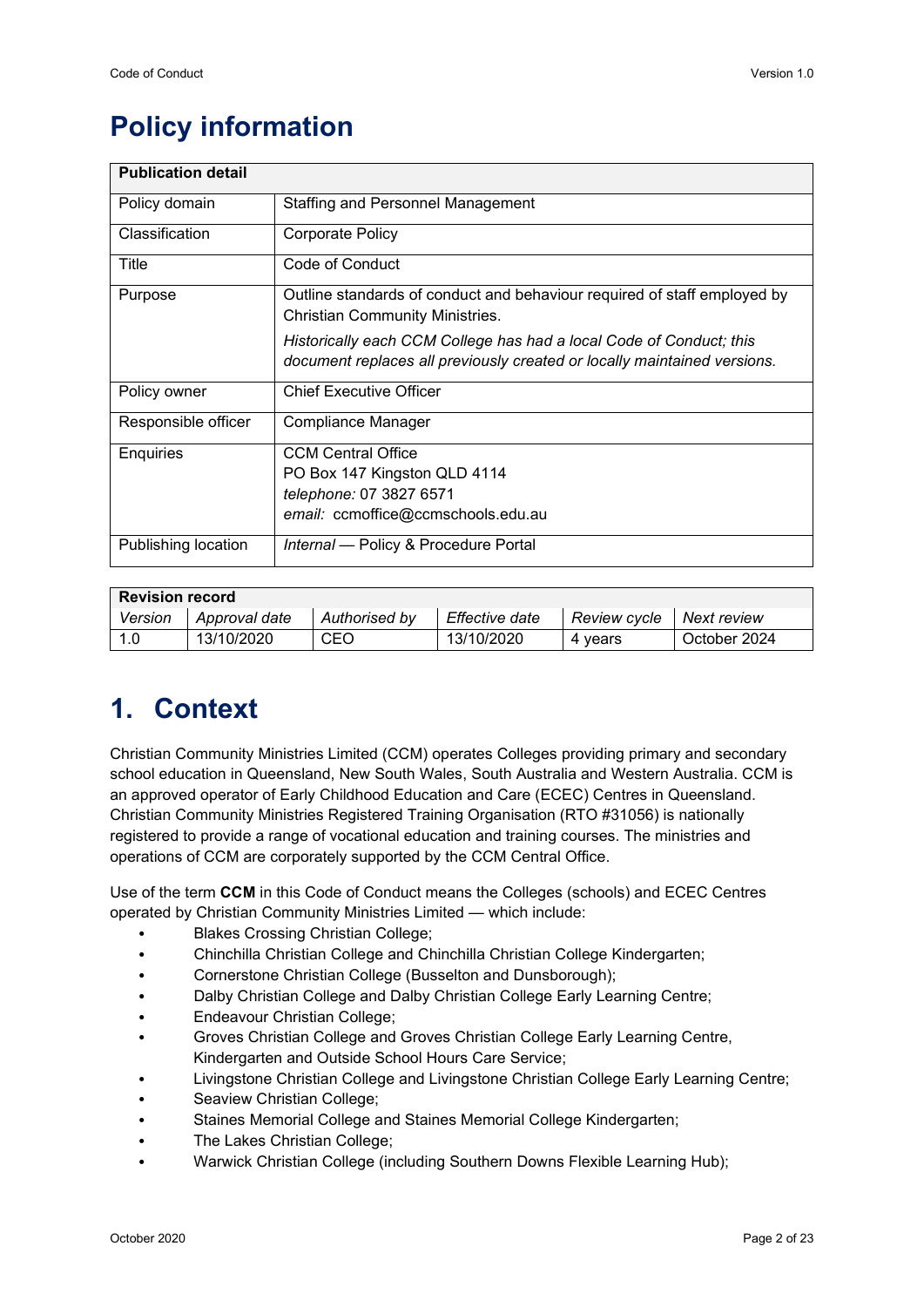# Policy information

| Publication detail | |
|---|---|
| Policy domain | Staffing and Personnel Management |
| Classification | Corporate Policy |
| Title | Code of Conduct |
| Purpose | Outline standards of conduct and behaviour required of staff employed by Christian Community Ministries.<br>*Historically each CCM College has had a local Code of Conduct; this document replaces all previously created or locally maintained versions.* |
| Policy owner | Chief Executive Officer |
| Responsible officer | Compliance Manager |
| Enquiries | CCM Central Office<br>PO Box 147 Kingston QLD 4114<br>*telephone:* 07 3827 6571<br>*email:* ccmoffice@ccmschools.edu.au |
| Publishing location | *Internal* — Policy & Procedure Portal |

| Revision record | | | | | |
|---|---|---|---|---|---|
| *Version* | *Approval date* | *Authorised by* | *Effective date* | *Review cycle* | *Next review* |
| 1.0 | 13/10/2020 | CEO | 13/10/2020 | 4 years | October 2024 |

# 1. Context

Christian Community Ministries Limited (CCM) operates Colleges providing primary and secondary school education in Queensland, New South Wales, South Australia and Western Australia. CCM is an approved operator of Early Childhood Education and Care (ECEC) Centres in Queensland. Christian Community Ministries Registered Training Organisation (RTO #31056) is nationally registered to provide a range of vocational education and training courses. The ministries and operations of CCM are corporately supported by the CCM Central Office.

Use of the term **CCM** in this Code of Conduct means the Colleges (schools) and ECEC Centres operated by Christian Community Ministries Limited — which include:

- Blakes Crossing Christian College;
- Chinchilla Christian College and Chinchilla Christian College Kindergarten;
- Cornerstone Christian College (Busselton and Dunsborough);
- Dalby Christian College and Dalby Christian College Early Learning Centre;
- Endeavour Christian College;
- Groves Christian College and Groves Christian College Early Learning Centre, Kindergarten and Outside School Hours Care Service;
- Livingstone Christian College and Livingstone Christian College Early Learning Centre;
- Seaview Christian College;
- Staines Memorial College and Staines Memorial College Kindergarten;
- The Lakes Christian College;
- Warwick Christian College (including Southern Downs Flexible Learning Hub);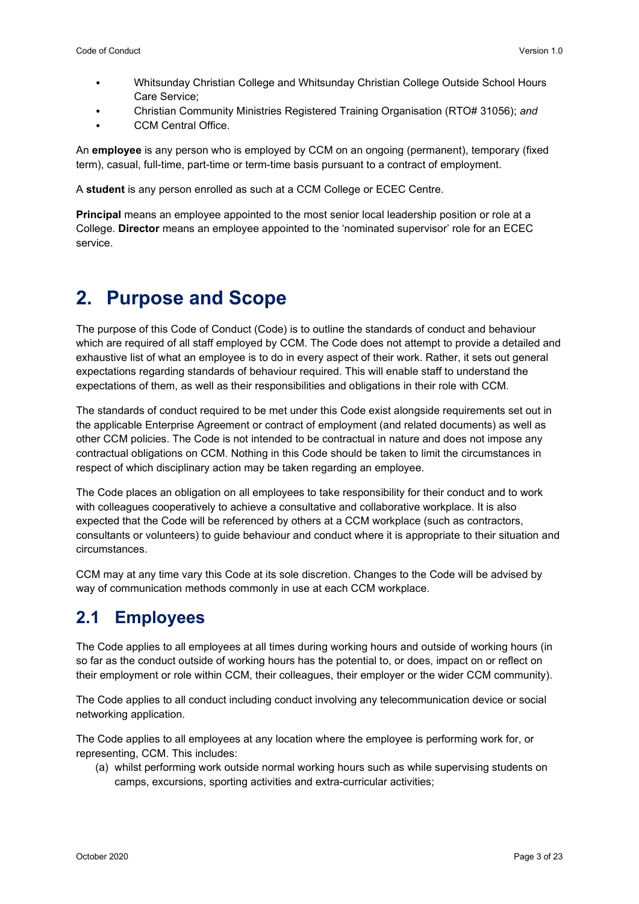- Whitsunday Christian College and Whitsunday Christian College Outside School Hours Care Service;
- Christian Community Ministries Registered Training Organisation (RTO# 31056); *and*
- CCM Central Office.

An **employee** is any person who is employed by CCM on an ongoing (permanent), temporary (fixed term), casual, full-time, part-time or term-time basis pursuant to a contract of employment.

A **student** is any person enrolled as such at a CCM College or ECEC Centre.

**Principal** means an employee appointed to the most senior local leadership position or role at a College. **Director** means an employee appointed to the 'nominated supervisor' role for an ECEC service.

# 2. Purpose and Scope

The purpose of this Code of Conduct (Code) is to outline the standards of conduct and behaviour which are required of all staff employed by CCM. The Code does not attempt to provide a detailed and exhaustive list of what an employee is to do in every aspect of their work. Rather, it sets out general expectations regarding standards of behaviour required. This will enable staff to understand the expectations of them, as well as their responsibilities and obligations in their role with CCM.

The standards of conduct required to be met under this Code exist alongside requirements set out in the applicable Enterprise Agreement or contract of employment (and related documents) as well as other CCM policies. The Code is not intended to be contractual in nature and does not impose any contractual obligations on CCM. Nothing in this Code should be taken to limit the circumstances in respect of which disciplinary action may be taken regarding an employee.

The Code places an obligation on all employees to take responsibility for their conduct and to work with colleagues cooperatively to achieve a consultative and collaborative workplace. It is also expected that the Code will be referenced by others at a CCM workplace (such as contractors, consultants or volunteers) to guide behaviour and conduct where it is appropriate to their situation and circumstances.

CCM may at any time vary this Code at its sole discretion. Changes to the Code will be advised by way of communication methods commonly in use at each CCM workplace.

## 2.1 Employees

The Code applies to all employees at all times during working hours and outside of working hours (in so far as the conduct outside of working hours has the potential to, or does, impact on or reflect on their employment or role within CCM, their colleagues, their employer or the wider CCM community).

The Code applies to all conduct including conduct involving any telecommunication device or social networking application.

The Code applies to all employees at any location where the employee is performing work for, or representing, CCM. This includes:

(a) whilst performing work outside normal working hours such as while supervising students on camps, excursions, sporting activities and extra-curricular activities;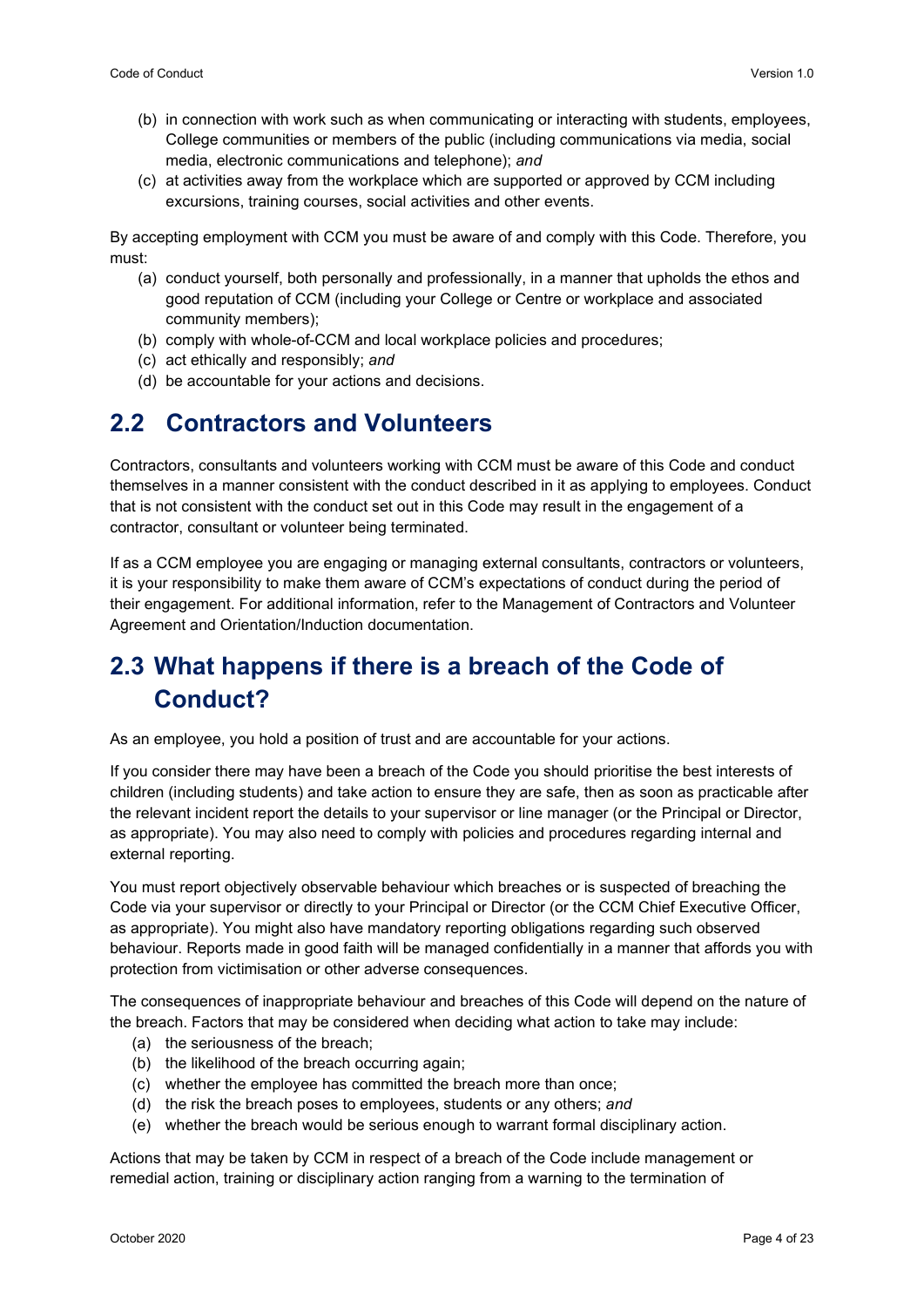(b) in connection with work such as when communicating or interacting with students, employees, College communities or members of the public (including communications via media, social media, electronic communications and telephone); *and*

(c) at activities away from the workplace which are supported or approved by CCM including excursions, training courses, social activities and other events.

By accepting employment with CCM you must be aware of and comply with this Code. Therefore, you must:

(a) conduct yourself, both personally and professionally, in a manner that upholds the ethos and good reputation of CCM (including your College or Centre or workplace and associated community members);

(b) comply with whole-of-CCM and local workplace policies and procedures;

(c) act ethically and responsibly; *and*

(d) be accountable for your actions and decisions.

## 2.2 Contractors and Volunteers

Contractors, consultants and volunteers working with CCM must be aware of this Code and conduct themselves in a manner consistent with the conduct described in it as applying to employees. Conduct that is not consistent with the conduct set out in this Code may result in the engagement of a contractor, consultant or volunteer being terminated.

If as a CCM employee you are engaging or managing external consultants, contractors or volunteers, it is your responsibility to make them aware of CCM's expectations of conduct during the period of their engagement. For additional information, refer to the Management of Contractors and Volunteer Agreement and Orientation/Induction documentation.

## 2.3 What happens if there is a breach of the Code of Conduct?

As an employee, you hold a position of trust and are accountable for your actions.

If you consider there may have been a breach of the Code you should prioritise the best interests of children (including students) and take action to ensure they are safe, then as soon as practicable after the relevant incident report the details to your supervisor or line manager (or the Principal or Director, as appropriate). You may also need to comply with policies and procedures regarding internal and external reporting.

You must report objectively observable behaviour which breaches or is suspected of breaching the Code via your supervisor or directly to your Principal or Director (or the CCM Chief Executive Officer, as appropriate). You might also have mandatory reporting obligations regarding such observed behaviour. Reports made in good faith will be managed confidentially in a manner that affords you with protection from victimisation or other adverse consequences.

The consequences of inappropriate behaviour and breaches of this Code will depend on the nature of the breach. Factors that may be considered when deciding what action to take may include:

(a) the seriousness of the breach;

(b) the likelihood of the breach occurring again;

(c) whether the employee has committed the breach more than once;

(d) the risk the breach poses to employees, students or any others; *and*

(e) whether the breach would be serious enough to warrant formal disciplinary action.

Actions that may be taken by CCM in respect of a breach of the Code include management or remedial action, training or disciplinary action ranging from a warning to the termination of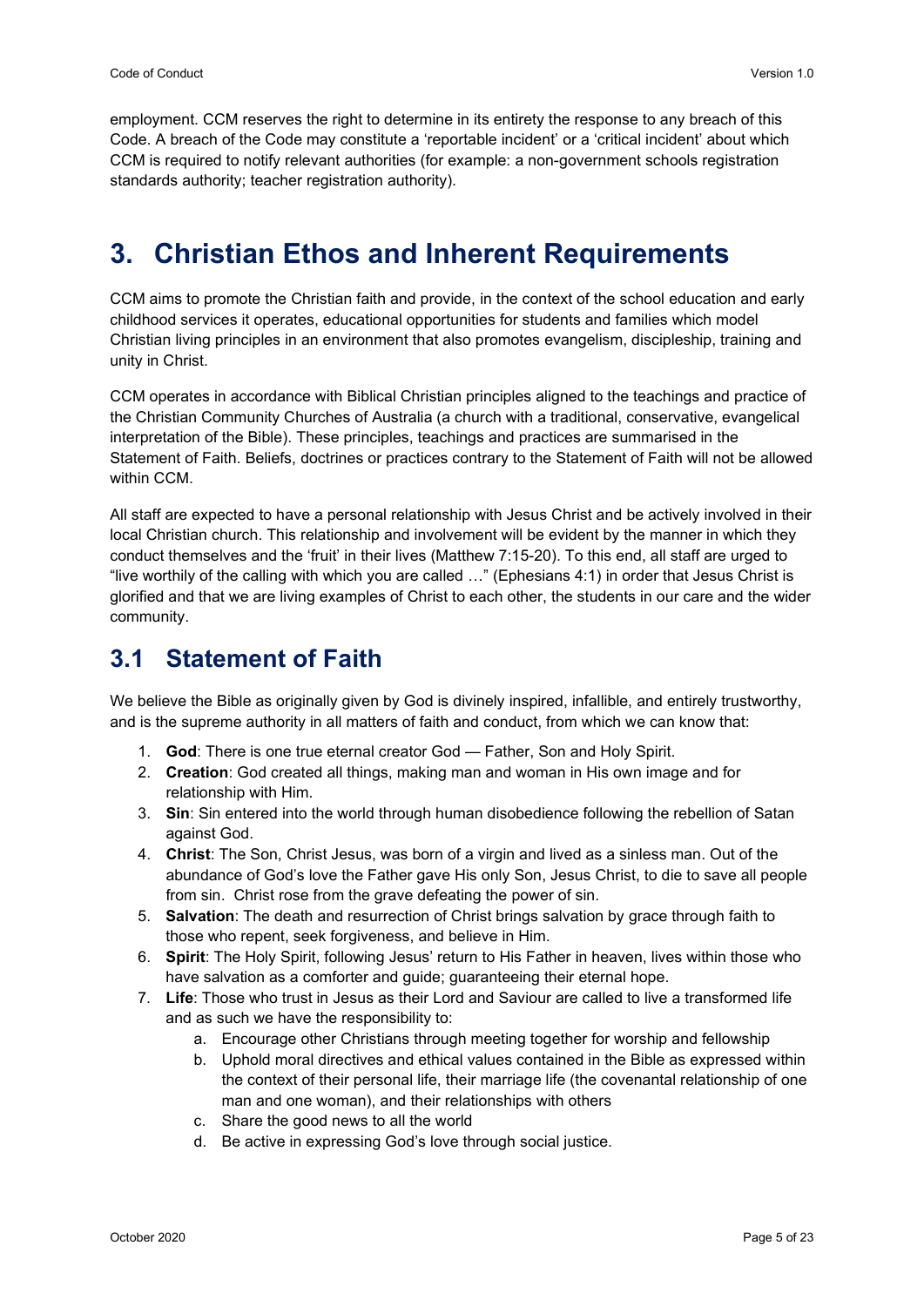employment. CCM reserves the right to determine in its entirety the response to any breach of this Code. A breach of the Code may constitute a 'reportable incident' or a 'critical incident' about which CCM is required to notify relevant authorities (for example: a non-government schools registration standards authority; teacher registration authority).

# 3. Christian Ethos and Inherent Requirements

CCM aims to promote the Christian faith and provide, in the context of the school education and early childhood services it operates, educational opportunities for students and families which model Christian living principles in an environment that also promotes evangelism, discipleship, training and unity in Christ.

CCM operates in accordance with Biblical Christian principles aligned to the teachings and practice of the Christian Community Churches of Australia (a church with a traditional, conservative, evangelical interpretation of the Bible). These principles, teachings and practices are summarised in the Statement of Faith. Beliefs, doctrines or practices contrary to the Statement of Faith will not be allowed within CCM.

All staff are expected to have a personal relationship with Jesus Christ and be actively involved in their local Christian church. This relationship and involvement will be evident by the manner in which they conduct themselves and the 'fruit' in their lives (Matthew 7:15-20). To this end, all staff are urged to "live worthily of the calling with which you are called …" (Ephesians 4:1) in order that Jesus Christ is glorified and that we are living examples of Christ to each other, the students in our care and the wider community.

## 3.1 Statement of Faith

We believe the Bible as originally given by God is divinely inspired, infallible, and entirely trustworthy, and is the supreme authority in all matters of faith and conduct, from which we can know that:

1. **God**: There is one true eternal creator God — Father, Son and Holy Spirit.
2. **Creation**: God created all things, making man and woman in His own image and for relationship with Him.
3. **Sin**: Sin entered into the world through human disobedience following the rebellion of Satan against God.
4. **Christ**: The Son, Christ Jesus, was born of a virgin and lived as a sinless man. Out of the abundance of God's love the Father gave His only Son, Jesus Christ, to die to save all people from sin. Christ rose from the grave defeating the power of sin.
5. **Salvation**: The death and resurrection of Christ brings salvation by grace through faith to those who repent, seek forgiveness, and believe in Him.
6. **Spirit**: The Holy Spirit, following Jesus' return to His Father in heaven, lives within those who have salvation as a comforter and guide; guaranteeing their eternal hope.
7. **Life**: Those who trust in Jesus as their Lord and Saviour are called to live a transformed life and as such we have the responsibility to:
    a. Encourage other Christians through meeting together for worship and fellowship
    b. Uphold moral directives and ethical values contained in the Bible as expressed within the context of their personal life, their marriage life (the covenantal relationship of one man and one woman), and their relationships with others
    c. Share the good news to all the world
    d. Be active in expressing God's love through social justice.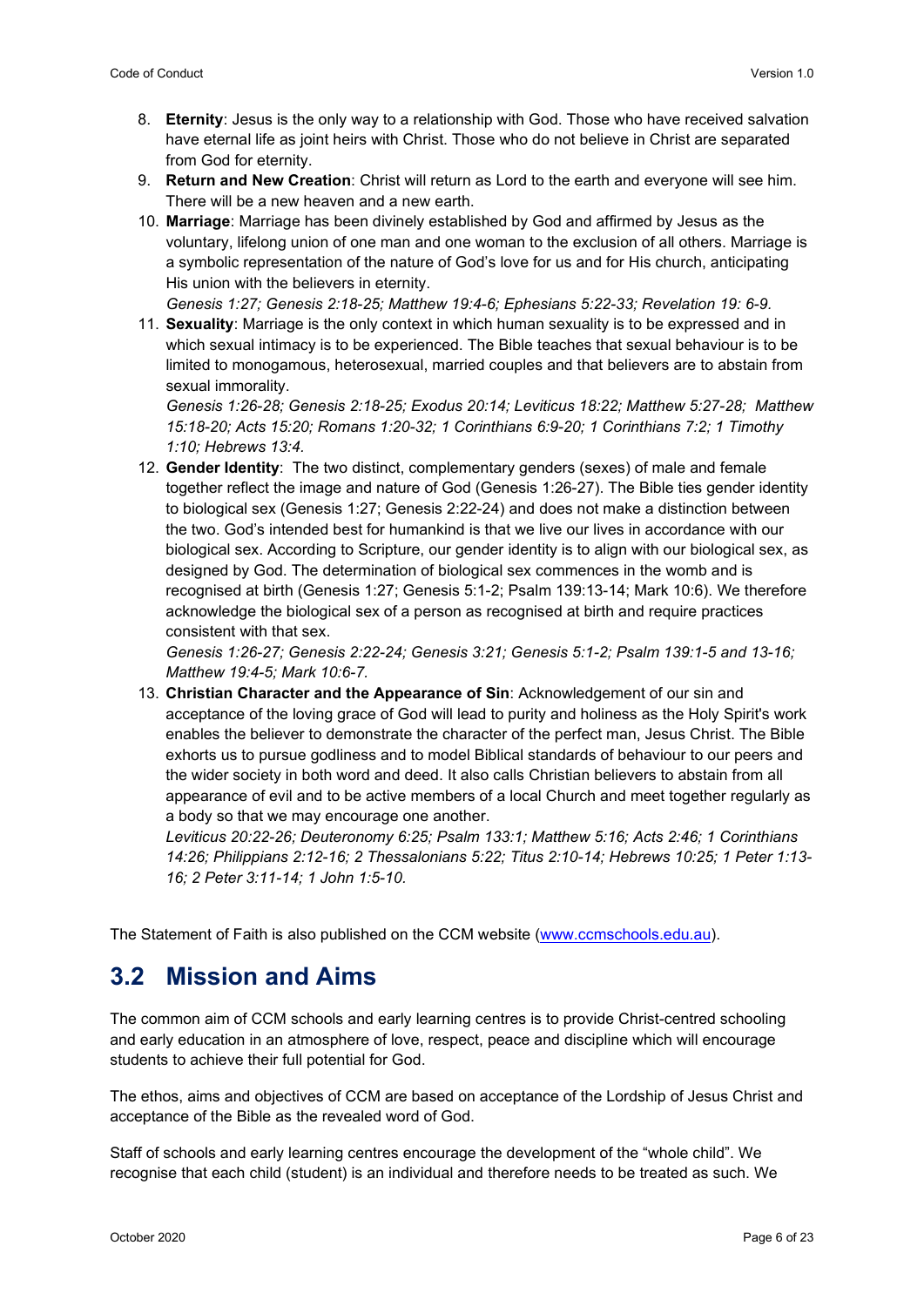8. **Eternity**: Jesus is the only way to a relationship with God. Those who have received salvation have eternal life as joint heirs with Christ. Those who do not believe in Christ are separated from God for eternity.
9. **Return and New Creation**: Christ will return as Lord to the earth and everyone will see him. There will be a new heaven and a new earth.
10. **Marriage**: Marriage has been divinely established by God and affirmed by Jesus as the voluntary, lifelong union of one man and one woman to the exclusion of all others. Marriage is a symbolic representation of the nature of God's love for us and for His church, anticipating His union with the believers in eternity.
    *Genesis 1:27; Genesis 2:18-25; Matthew 19:4-6; Ephesians 5:22-33; Revelation 19: 6-9.*
11. **Sexuality**: Marriage is the only context in which human sexuality is to be expressed and in which sexual intimacy is to be experienced. The Bible teaches that sexual behaviour is to be limited to monogamous, heterosexual, married couples and that believers are to abstain from sexual immorality.
    *Genesis 1:26-28; Genesis 2:18-25; Exodus 20:14; Leviticus 18:22; Matthew 5:27-28; Matthew 15:18-20; Acts 15:20; Romans 1:20-32; 1 Corinthians 6:9-20; 1 Corinthians 7:2; 1 Timothy 1:10; Hebrews 13:4.*
12. **Gender Identity**: The two distinct, complementary genders (sexes) of male and female together reflect the image and nature of God (Genesis 1:26-27). The Bible ties gender identity to biological sex (Genesis 1:27; Genesis 2:22-24) and does not make a distinction between the two. God's intended best for humankind is that we live our lives in accordance with our biological sex. According to Scripture, our gender identity is to align with our biological sex, as designed by God. The determination of biological sex commences in the womb and is recognised at birth (Genesis 1:27; Genesis 5:1-2; Psalm 139:13-14; Mark 10:6). We therefore acknowledge the biological sex of a person as recognised at birth and require practices consistent with that sex.
    *Genesis 1:26-27; Genesis 2:22-24; Genesis 3:21; Genesis 5:1-2; Psalm 139:1-5 and 13-16; Matthew 19:4-5; Mark 10:6-7.*
13. **Christian Character and the Appearance of Sin**: Acknowledgement of our sin and acceptance of the loving grace of God will lead to purity and holiness as the Holy Spirit's work enables the believer to demonstrate the character of the perfect man, Jesus Christ. The Bible exhorts us to pursue godliness and to model Biblical standards of behaviour to our peers and the wider society in both word and deed. It also calls Christian believers to abstain from all appearance of evil and to be active members of a local Church and meet together regularly as a body so that we may encourage one another.
    *Leviticus 20:22-26; Deuteronomy 6:25; Psalm 133:1; Matthew 5:16; Acts 2:46; 1 Corinthians 14:26; Philippians 2:12-16; 2 Thessalonians 5:22; Titus 2:10-14; Hebrews 10:25; 1 Peter 1:13-16; 2 Peter 3:11-14; 1 John 1:5-10.*

The Statement of Faith is also published on the CCM website (www.ccmschools.edu.au).

## 3.2 Mission and Aims

The common aim of CCM schools and early learning centres is to provide Christ-centred schooling and early education in an atmosphere of love, respect, peace and discipline which will encourage students to achieve their full potential for God.

The ethos, aims and objectives of CCM are based on acceptance of the Lordship of Jesus Christ and acceptance of the Bible as the revealed word of God.

Staff of schools and early learning centres encourage the development of the "whole child". We recognise that each child (student) is an individual and therefore needs to be treated as such. We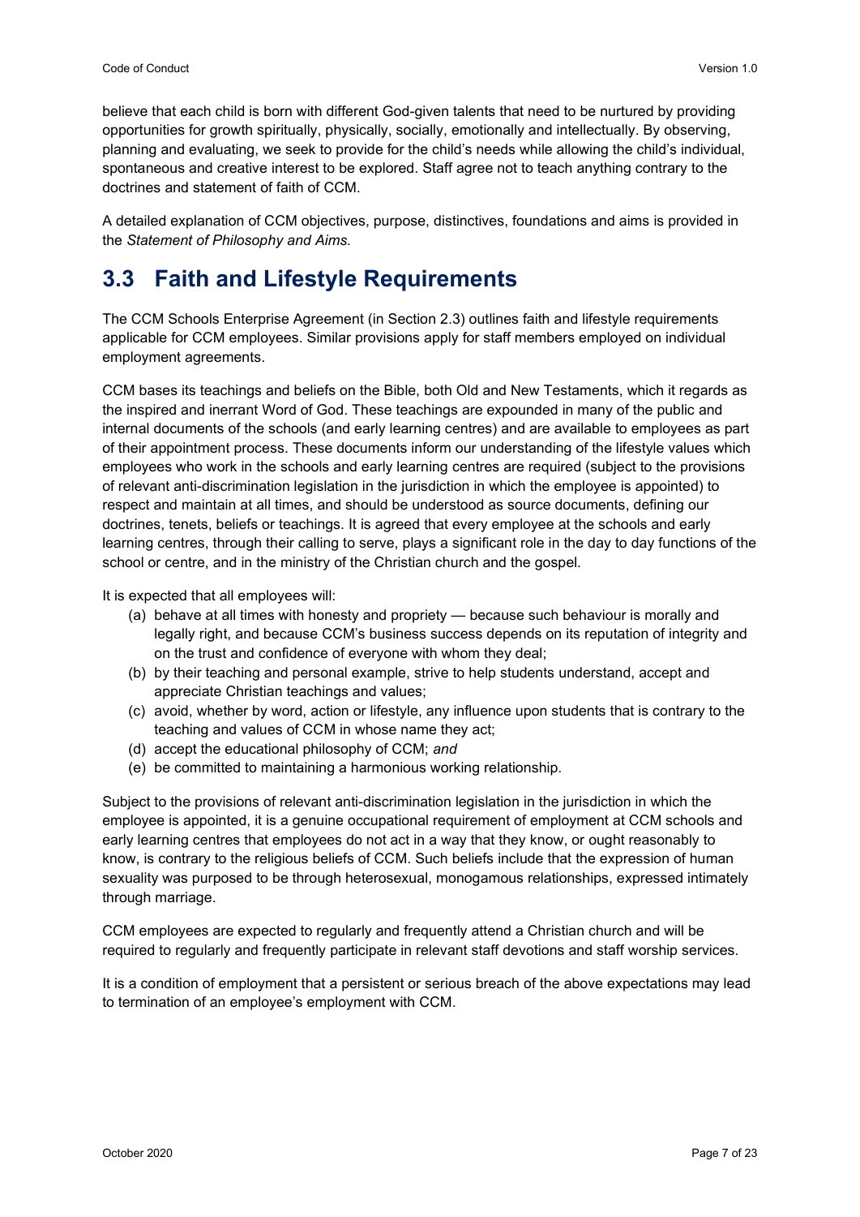believe that each child is born with different God-given talents that need to be nurtured by providing opportunities for growth spiritually, physically, socially, emotionally and intellectually. By observing, planning and evaluating, we seek to provide for the child's needs while allowing the child's individual, spontaneous and creative interest to be explored. Staff agree not to teach anything contrary to the doctrines and statement of faith of CCM.

A detailed explanation of CCM objectives, purpose, distinctives, foundations and aims is provided in the *Statement of Philosophy and Aims.*

## 3.3 Faith and Lifestyle Requirements

The CCM Schools Enterprise Agreement (in Section 2.3) outlines faith and lifestyle requirements applicable for CCM employees. Similar provisions apply for staff members employed on individual employment agreements.

CCM bases its teachings and beliefs on the Bible, both Old and New Testaments, which it regards as the inspired and inerrant Word of God. These teachings are expounded in many of the public and internal documents of the schools (and early learning centres) and are available to employees as part of their appointment process. These documents inform our understanding of the lifestyle values which employees who work in the schools and early learning centres are required (subject to the provisions of relevant anti-discrimination legislation in the jurisdiction in which the employee is appointed) to respect and maintain at all times, and should be understood as source documents, defining our doctrines, tenets, beliefs or teachings. It is agreed that every employee at the schools and early learning centres, through their calling to serve, plays a significant role in the day to day functions of the school or centre, and in the ministry of the Christian church and the gospel.

It is expected that all employees will:

(a) behave at all times with honesty and propriety — because such behaviour is morally and legally right, and because CCM's business success depends on its reputation of integrity and on the trust and confidence of everyone with whom they deal;
(b) by their teaching and personal example, strive to help students understand, accept and appreciate Christian teachings and values;
(c) avoid, whether by word, action or lifestyle, any influence upon students that is contrary to the teaching and values of CCM in whose name they act;
(d) accept the educational philosophy of CCM; *and*
(e) be committed to maintaining a harmonious working relationship.

Subject to the provisions of relevant anti-discrimination legislation in the jurisdiction in which the employee is appointed, it is a genuine occupational requirement of employment at CCM schools and early learning centres that employees do not act in a way that they know, or ought reasonably to know, is contrary to the religious beliefs of CCM. Such beliefs include that the expression of human sexuality was purposed to be through heterosexual, monogamous relationships, expressed intimately through marriage.

CCM employees are expected to regularly and frequently attend a Christian church and will be required to regularly and frequently participate in relevant staff devotions and staff worship services.

It is a condition of employment that a persistent or serious breach of the above expectations may lead to termination of an employee's employment with CCM.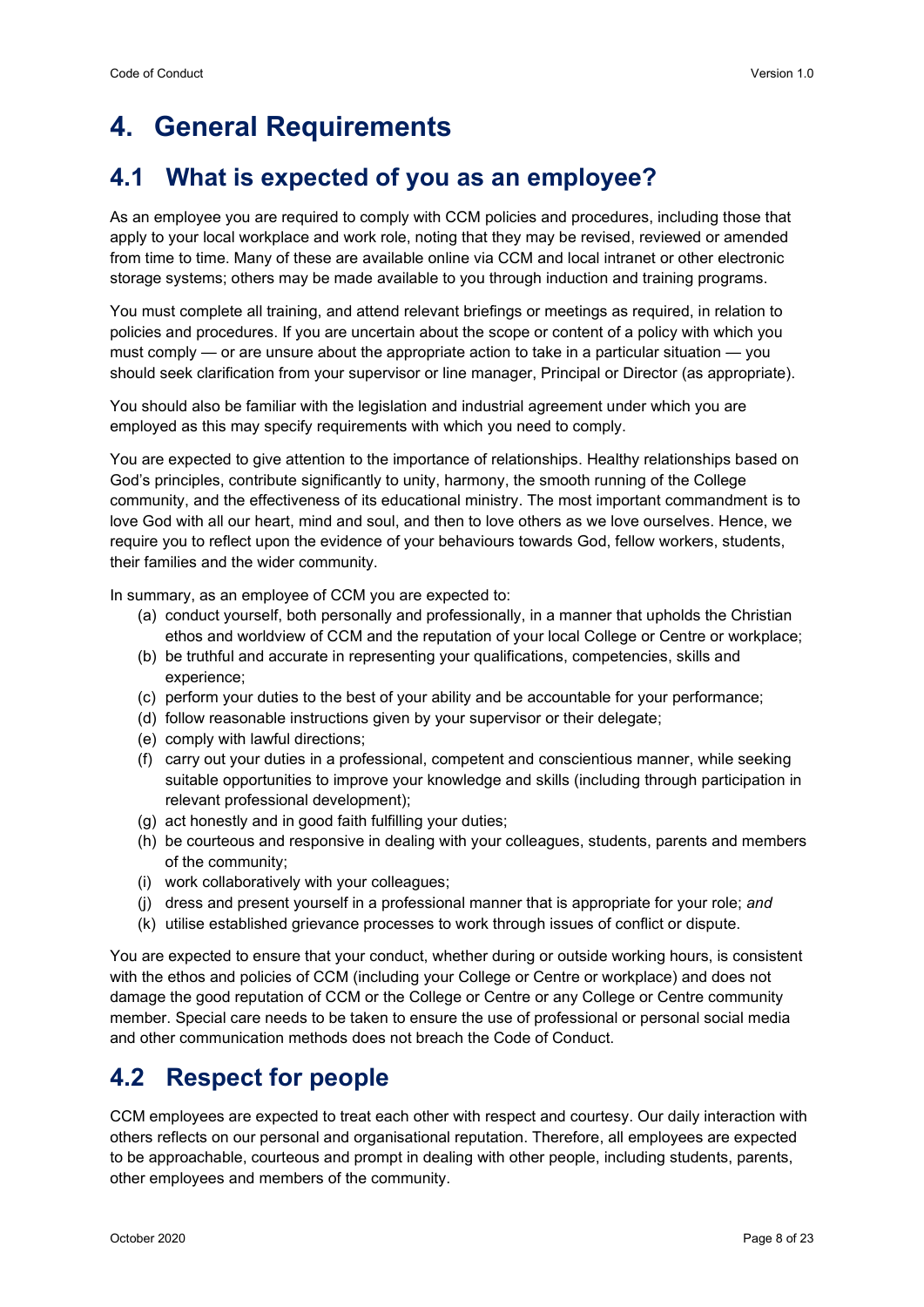# 4. General Requirements

## 4.1 What is expected of you as an employee?

As an employee you are required to comply with CCM policies and procedures, including those that apply to your local workplace and work role, noting that they may be revised, reviewed or amended from time to time. Many of these are available online via CCM and local intranet or other electronic storage systems; others may be made available to you through induction and training programs.

You must complete all training, and attend relevant briefings or meetings as required, in relation to policies and procedures. If you are uncertain about the scope or content of a policy with which you must comply — or are unsure about the appropriate action to take in a particular situation — you should seek clarification from your supervisor or line manager, Principal or Director (as appropriate).

You should also be familiar with the legislation and industrial agreement under which you are employed as this may specify requirements with which you need to comply.

You are expected to give attention to the importance of relationships. Healthy relationships based on God's principles, contribute significantly to unity, harmony, the smooth running of the College community, and the effectiveness of its educational ministry. The most important commandment is to love God with all our heart, mind and soul, and then to love others as we love ourselves. Hence, we require you to reflect upon the evidence of your behaviours towards God, fellow workers, students, their families and the wider community.

In summary, as an employee of CCM you are expected to:

(a) conduct yourself, both personally and professionally, in a manner that upholds the Christian ethos and worldview of CCM and the reputation of your local College or Centre or workplace;
(b) be truthful and accurate in representing your qualifications, competencies, skills and experience;
(c) perform your duties to the best of your ability and be accountable for your performance;
(d) follow reasonable instructions given by your supervisor or their delegate;
(e) comply with lawful directions;
(f) carry out your duties in a professional, competent and conscientious manner, while seeking suitable opportunities to improve your knowledge and skills (including through participation in relevant professional development);
(g) act honestly and in good faith fulfilling your duties;
(h) be courteous and responsive in dealing with your colleagues, students, parents and members of the community;
(i) work collaboratively with your colleagues;
(j) dress and present yourself in a professional manner that is appropriate for your role; *and*
(k) utilise established grievance processes to work through issues of conflict or dispute.

You are expected to ensure that your conduct, whether during or outside working hours, is consistent with the ethos and policies of CCM (including your College or Centre or workplace) and does not damage the good reputation of CCM or the College or Centre or any College or Centre community member. Special care needs to be taken to ensure the use of professional or personal social media and other communication methods does not breach the Code of Conduct.

## 4.2 Respect for people

CCM employees are expected to treat each other with respect and courtesy. Our daily interaction with others reflects on our personal and organisational reputation. Therefore, all employees are expected to be approachable, courteous and prompt in dealing with other people, including students, parents, other employees and members of the community.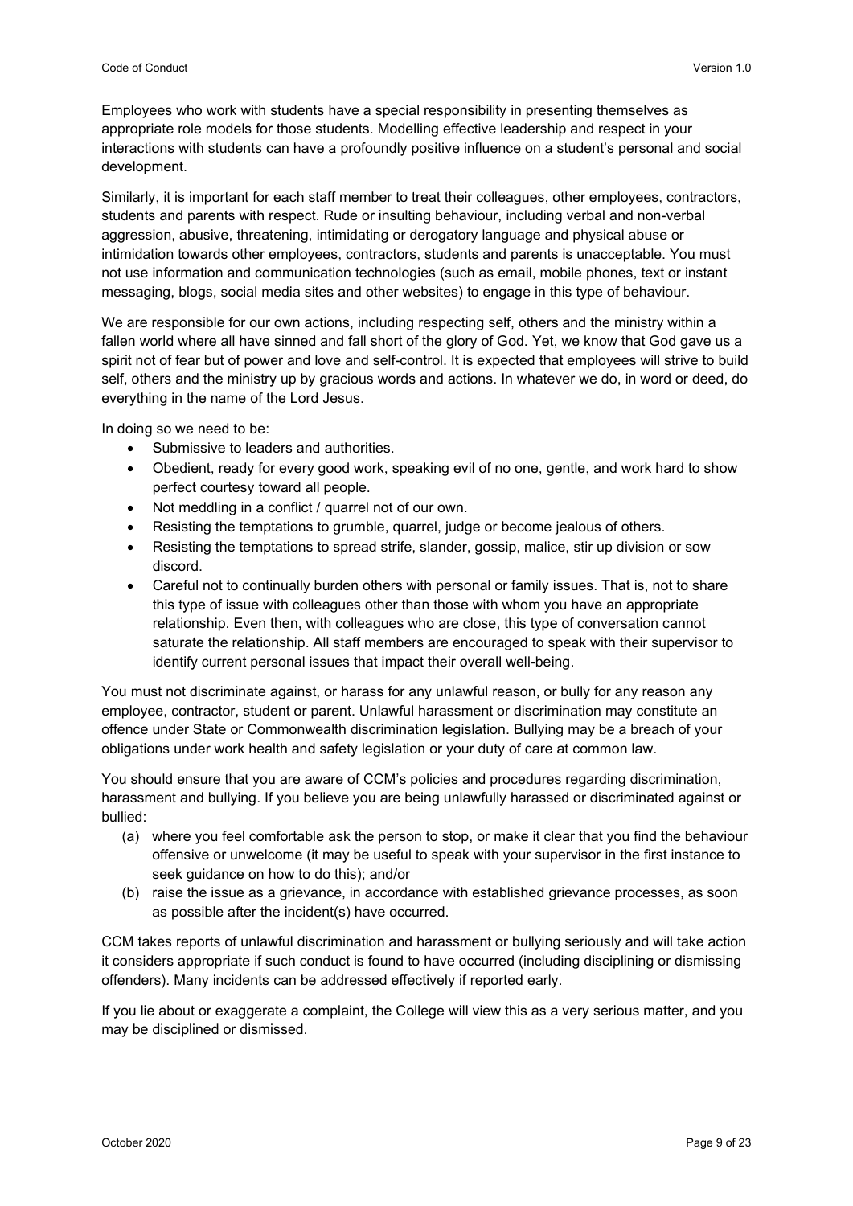Employees who work with students have a special responsibility in presenting themselves as appropriate role models for those students. Modelling effective leadership and respect in your interactions with students can have a profoundly positive influence on a student's personal and social development.

Similarly, it is important for each staff member to treat their colleagues, other employees, contractors, students and parents with respect. Rude or insulting behaviour, including verbal and non-verbal aggression, abusive, threatening, intimidating or derogatory language and physical abuse or intimidation towards other employees, contractors, students and parents is unacceptable. You must not use information and communication technologies (such as email, mobile phones, text or instant messaging, blogs, social media sites and other websites) to engage in this type of behaviour.

We are responsible for our own actions, including respecting self, others and the ministry within a fallen world where all have sinned and fall short of the glory of God. Yet, we know that God gave us a spirit not of fear but of power and love and self-control. It is expected that employees will strive to build self, others and the ministry up by gracious words and actions. In whatever we do, in word or deed, do everything in the name of the Lord Jesus.

In doing so we need to be:

- Submissive to leaders and authorities.
- Obedient, ready for every good work, speaking evil of no one, gentle, and work hard to show perfect courtesy toward all people.
- Not meddling in a conflict / quarrel not of our own.
- Resisting the temptations to grumble, quarrel, judge or become jealous of others.
- Resisting the temptations to spread strife, slander, gossip, malice, stir up division or sow discord.
- Careful not to continually burden others with personal or family issues. That is, not to share this type of issue with colleagues other than those with whom you have an appropriate relationship. Even then, with colleagues who are close, this type of conversation cannot saturate the relationship. All staff members are encouraged to speak with their supervisor to identify current personal issues that impact their overall well-being.

You must not discriminate against, or harass for any unlawful reason, or bully for any reason any employee, contractor, student or parent. Unlawful harassment or discrimination may constitute an offence under State or Commonwealth discrimination legislation. Bullying may be a breach of your obligations under work health and safety legislation or your duty of care at common law.

You should ensure that you are aware of CCM's policies and procedures regarding discrimination, harassment and bullying. If you believe you are being unlawfully harassed or discriminated against or bullied:

(a) where you feel comfortable ask the person to stop, or make it clear that you find the behaviour offensive or unwelcome (it may be useful to speak with your supervisor in the first instance to seek guidance on how to do this); and/or

(b) raise the issue as a grievance, in accordance with established grievance processes, as soon as possible after the incident(s) have occurred.

CCM takes reports of unlawful discrimination and harassment or bullying seriously and will take action it considers appropriate if such conduct is found to have occurred (including disciplining or dismissing offenders). Many incidents can be addressed effectively if reported early.

If you lie about or exaggerate a complaint, the College will view this as a very serious matter, and you may be disciplined or dismissed.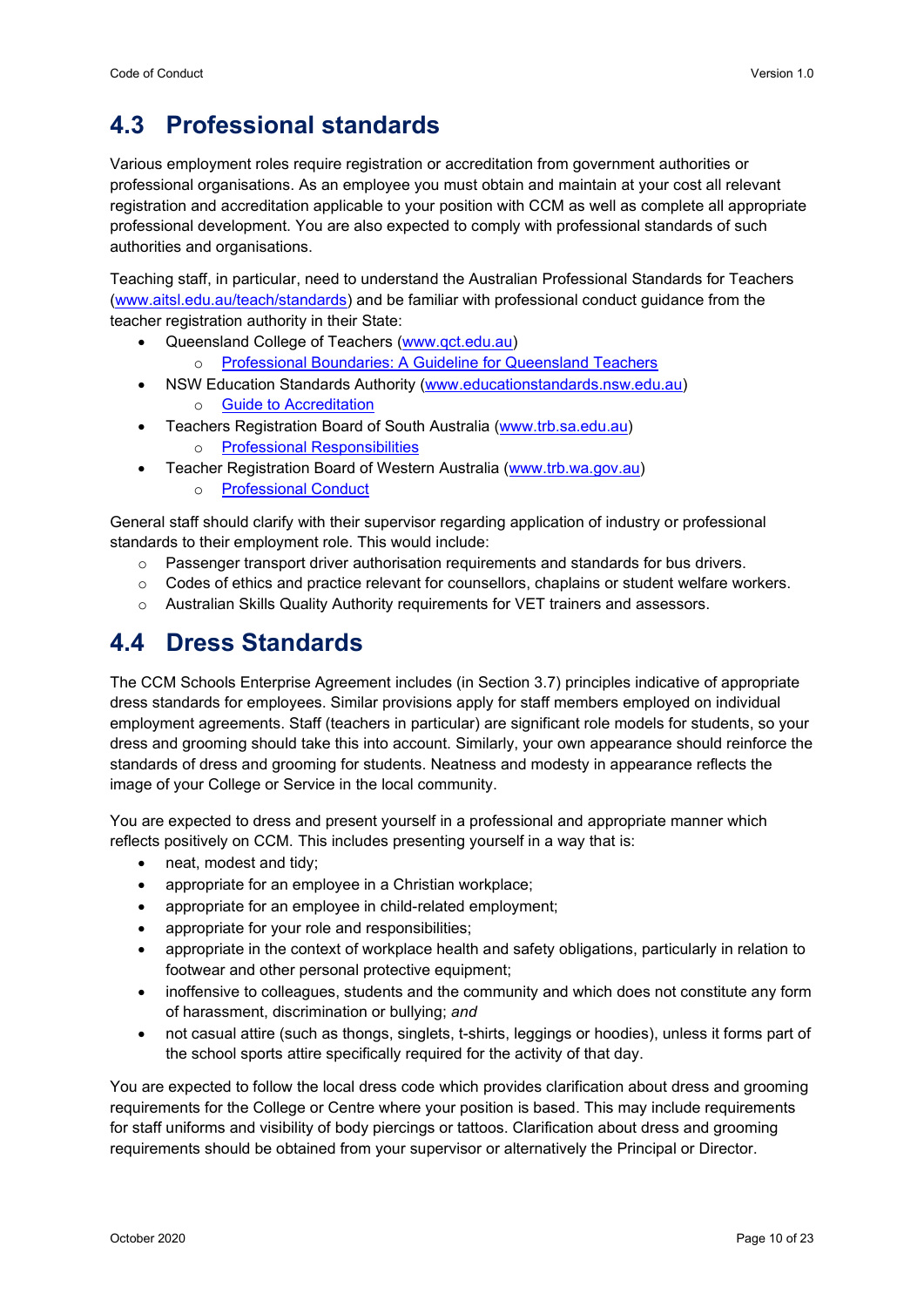## 4.3 Professional standards

Various employment roles require registration or accreditation from government authorities or professional organisations. As an employee you must obtain and maintain at your cost all relevant registration and accreditation applicable to your position with CCM as well as complete all appropriate professional development. You are also expected to comply with professional standards of such authorities and organisations.

Teaching staff, in particular, need to understand the Australian Professional Standards for Teachers (www.aitsl.edu.au/teach/standards) and be familiar with professional conduct guidance from the teacher registration authority in their State:

- Queensland College of Teachers (www.qct.edu.au)
  - Professional Boundaries: A Guideline for Queensland Teachers
- NSW Education Standards Authority (www.educationstandards.nsw.edu.au)
  - Guide to Accreditation
- Teachers Registration Board of South Australia (www.trb.sa.edu.au)
  - Professional Responsibilities
- Teacher Registration Board of Western Australia (www.trb.wa.gov.au)
  - Professional Conduct

General staff should clarify with their supervisor regarding application of industry or professional standards to their employment role. This would include:

- Passenger transport driver authorisation requirements and standards for bus drivers.
- Codes of ethics and practice relevant for counsellors, chaplains or student welfare workers.
- Australian Skills Quality Authority requirements for VET trainers and assessors.

## 4.4 Dress Standards

The CCM Schools Enterprise Agreement includes (in Section 3.7) principles indicative of appropriate dress standards for employees. Similar provisions apply for staff members employed on individual employment agreements. Staff (teachers in particular) are significant role models for students, so your dress and grooming should take this into account. Similarly, your own appearance should reinforce the standards of dress and grooming for students. Neatness and modesty in appearance reflects the image of your College or Service in the local community.

You are expected to dress and present yourself in a professional and appropriate manner which reflects positively on CCM. This includes presenting yourself in a way that is:

- neat, modest and tidy;
- appropriate for an employee in a Christian workplace;
- appropriate for an employee in child-related employment;
- appropriate for your role and responsibilities;
- appropriate in the context of workplace health and safety obligations, particularly in relation to footwear and other personal protective equipment;
- inoffensive to colleagues, students and the community and which does not constitute any form of harassment, discrimination or bullying; *and*
- not casual attire (such as thongs, singlets, t-shirts, leggings or hoodies), unless it forms part of the school sports attire specifically required for the activity of that day.

You are expected to follow the local dress code which provides clarification about dress and grooming requirements for the College or Centre where your position is based. This may include requirements for staff uniforms and visibility of body piercings or tattoos. Clarification about dress and grooming requirements should be obtained from your supervisor or alternatively the Principal or Director.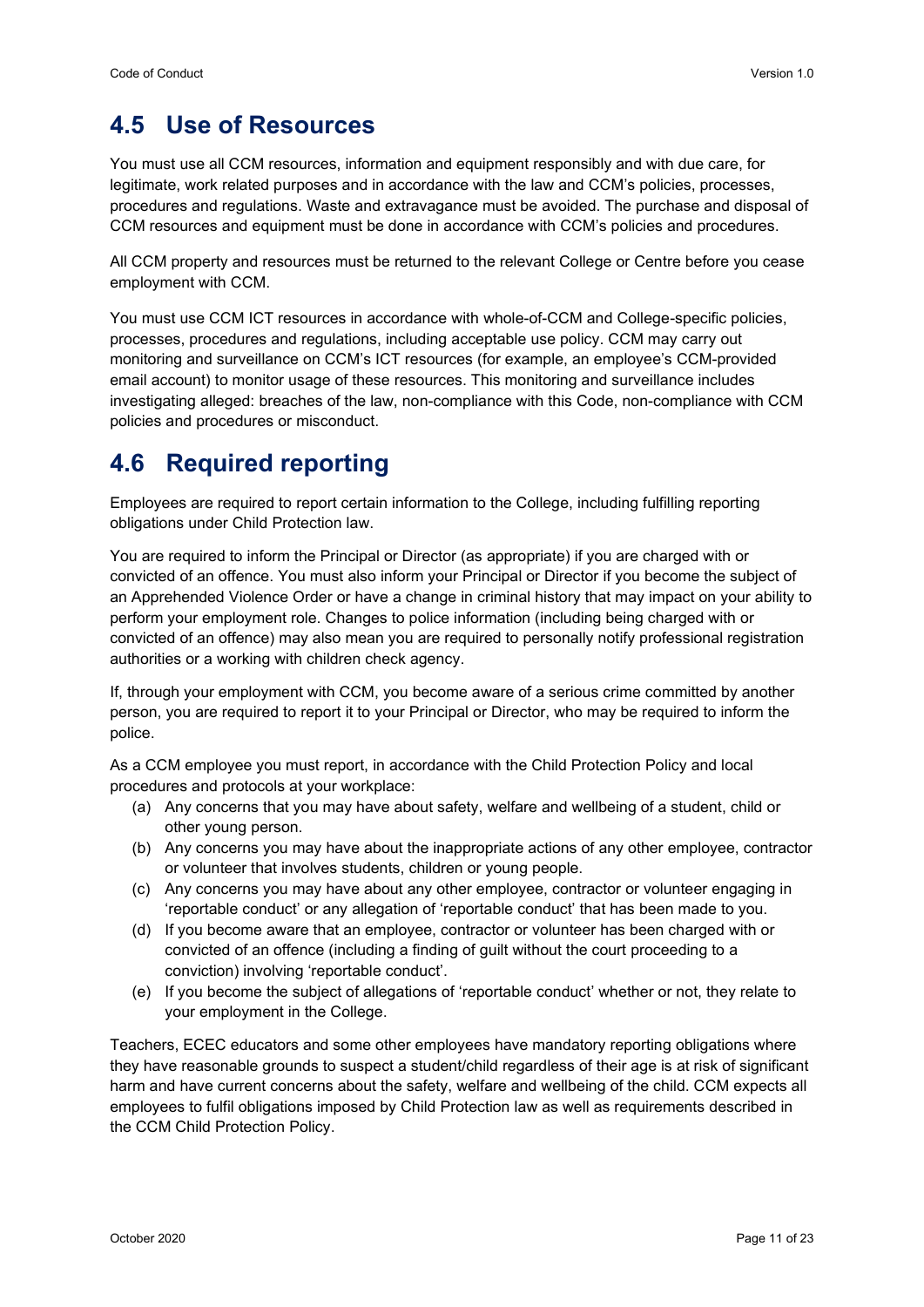## 4.5 Use of Resources

You must use all CCM resources, information and equipment responsibly and with due care, for legitimate, work related purposes and in accordance with the law and CCM's policies, processes, procedures and regulations. Waste and extravagance must be avoided. The purchase and disposal of CCM resources and equipment must be done in accordance with CCM's policies and procedures.

All CCM property and resources must be returned to the relevant College or Centre before you cease employment with CCM.

You must use CCM ICT resources in accordance with whole-of-CCM and College-specific policies, processes, procedures and regulations, including acceptable use policy. CCM may carry out monitoring and surveillance on CCM's ICT resources (for example, an employee's CCM-provided email account) to monitor usage of these resources. This monitoring and surveillance includes investigating alleged: breaches of the law, non-compliance with this Code, non-compliance with CCM policies and procedures or misconduct.

## 4.6 Required reporting

Employees are required to report certain information to the College, including fulfilling reporting obligations under Child Protection law.

You are required to inform the Principal or Director (as appropriate) if you are charged with or convicted of an offence. You must also inform your Principal or Director if you become the subject of an Apprehended Violence Order or have a change in criminal history that may impact on your ability to perform your employment role. Changes to police information (including being charged with or convicted of an offence) may also mean you are required to personally notify professional registration authorities or a working with children check agency.

If, through your employment with CCM, you become aware of a serious crime committed by another person, you are required to report it to your Principal or Director, who may be required to inform the police.

As a CCM employee you must report, in accordance with the Child Protection Policy and local procedures and protocols at your workplace:

(a) Any concerns that you may have about safety, welfare and wellbeing of a student, child or other young person.

(b) Any concerns you may have about the inappropriate actions of any other employee, contractor or volunteer that involves students, children or young people.

(c) Any concerns you may have about any other employee, contractor or volunteer engaging in 'reportable conduct' or any allegation of 'reportable conduct' that has been made to you.

(d) If you become aware that an employee, contractor or volunteer has been charged with or convicted of an offence (including a finding of guilt without the court proceeding to a conviction) involving 'reportable conduct'.

(e) If you become the subject of allegations of 'reportable conduct' whether or not, they relate to your employment in the College.

Teachers, ECEC educators and some other employees have mandatory reporting obligations where they have reasonable grounds to suspect a student/child regardless of their age is at risk of significant harm and have current concerns about the safety, welfare and wellbeing of the child. CCM expects all employees to fulfil obligations imposed by Child Protection law as well as requirements described in the CCM Child Protection Policy.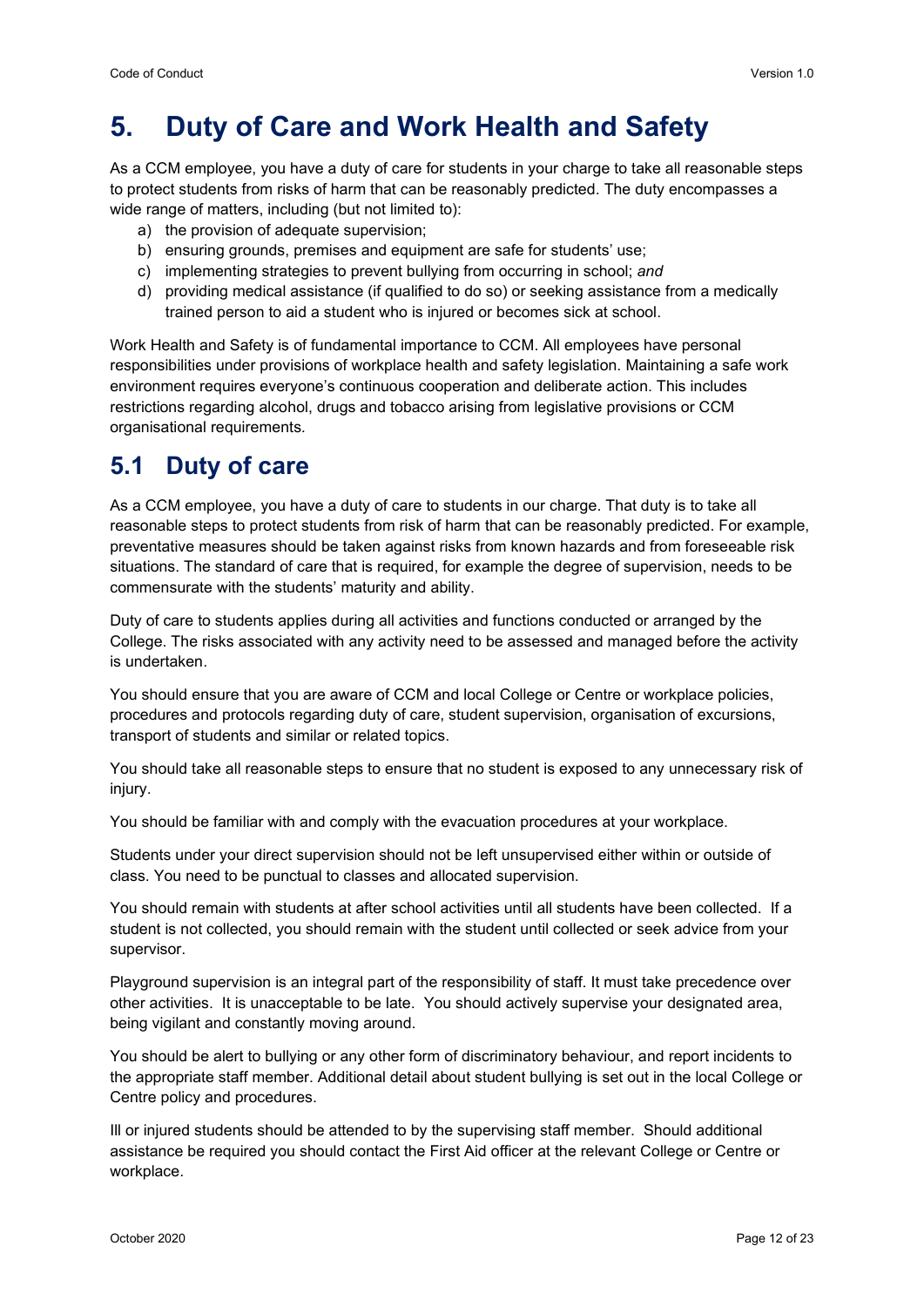# 5. Duty of Care and Work Health and Safety

As a CCM employee, you have a duty of care for students in your charge to take all reasonable steps to protect students from risks of harm that can be reasonably predicted. The duty encompasses a wide range of matters, including (but not limited to):

a) the provision of adequate supervision;
b) ensuring grounds, premises and equipment are safe for students' use;
c) implementing strategies to prevent bullying from occurring in school; *and*
d) providing medical assistance (if qualified to do so) or seeking assistance from a medically trained person to aid a student who is injured or becomes sick at school.

Work Health and Safety is of fundamental importance to CCM. All employees have personal responsibilities under provisions of workplace health and safety legislation. Maintaining a safe work environment requires everyone's continuous cooperation and deliberate action. This includes restrictions regarding alcohol, drugs and tobacco arising from legislative provisions or CCM organisational requirements.

## 5.1 Duty of care

As a CCM employee, you have a duty of care to students in our charge. That duty is to take all reasonable steps to protect students from risk of harm that can be reasonably predicted. For example, preventative measures should be taken against risks from known hazards and from foreseeable risk situations. The standard of care that is required, for example the degree of supervision, needs to be commensurate with the students' maturity and ability.

Duty of care to students applies during all activities and functions conducted or arranged by the College. The risks associated with any activity need to be assessed and managed before the activity is undertaken.

You should ensure that you are aware of CCM and local College or Centre or workplace policies, procedures and protocols regarding duty of care, student supervision, organisation of excursions, transport of students and similar or related topics.

You should take all reasonable steps to ensure that no student is exposed to any unnecessary risk of injury.

You should be familiar with and comply with the evacuation procedures at your workplace.

Students under your direct supervision should not be left unsupervised either within or outside of class. You need to be punctual to classes and allocated supervision.

You should remain with students at after school activities until all students have been collected. If a student is not collected, you should remain with the student until collected or seek advice from your supervisor.

Playground supervision is an integral part of the responsibility of staff. It must take precedence over other activities. It is unacceptable to be late. You should actively supervise your designated area, being vigilant and constantly moving around.

You should be alert to bullying or any other form of discriminatory behaviour, and report incidents to the appropriate staff member. Additional detail about student bullying is set out in the local College or Centre policy and procedures.

Ill or injured students should be attended to by the supervising staff member. Should additional assistance be required you should contact the First Aid officer at the relevant College or Centre or workplace.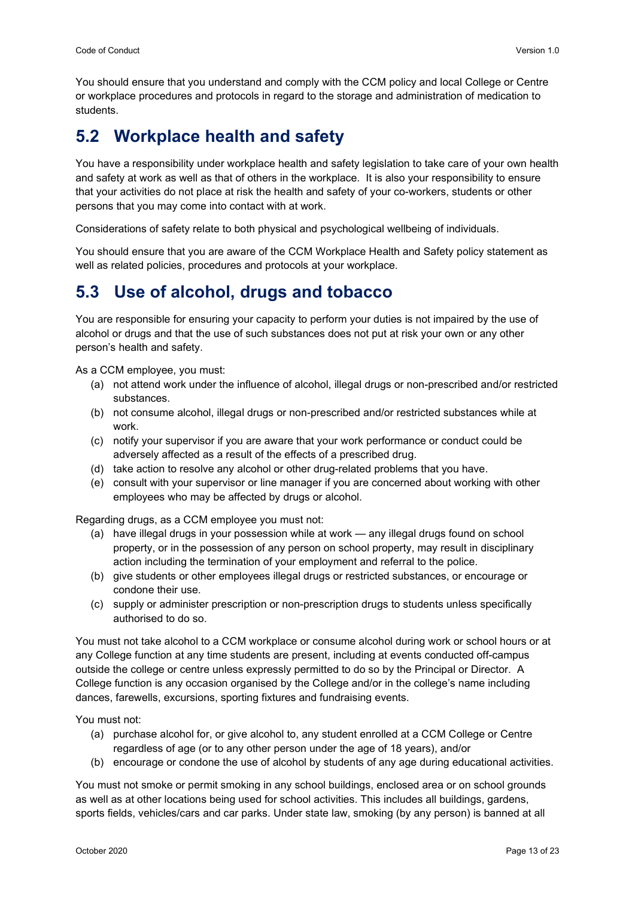You should ensure that you understand and comply with the CCM policy and local College or Centre or workplace procedures and protocols in regard to the storage and administration of medication to students.

## 5.2 Workplace health and safety

You have a responsibility under workplace health and safety legislation to take care of your own health and safety at work as well as that of others in the workplace. It is also your responsibility to ensure that your activities do not place at risk the health and safety of your co-workers, students or other persons that you may come into contact with at work.

Considerations of safety relate to both physical and psychological wellbeing of individuals.

You should ensure that you are aware of the CCM Workplace Health and Safety policy statement as well as related policies, procedures and protocols at your workplace.

## 5.3 Use of alcohol, drugs and tobacco

You are responsible for ensuring your capacity to perform your duties is not impaired by the use of alcohol or drugs and that the use of such substances does not put at risk your own or any other person's health and safety.

As a CCM employee, you must:

(a) not attend work under the influence of alcohol, illegal drugs or non-prescribed and/or restricted substances.
(b) not consume alcohol, illegal drugs or non-prescribed and/or restricted substances while at work.
(c) notify your supervisor if you are aware that your work performance or conduct could be adversely affected as a result of the effects of a prescribed drug.
(d) take action to resolve any alcohol or other drug-related problems that you have.
(e) consult with your supervisor or line manager if you are concerned about working with other employees who may be affected by drugs or alcohol.

Regarding drugs, as a CCM employee you must not:

(a) have illegal drugs in your possession while at work — any illegal drugs found on school property, or in the possession of any person on school property, may result in disciplinary action including the termination of your employment and referral to the police.
(b) give students or other employees illegal drugs or restricted substances, or encourage or condone their use.
(c) supply or administer prescription or non-prescription drugs to students unless specifically authorised to do so.

You must not take alcohol to a CCM workplace or consume alcohol during work or school hours or at any College function at any time students are present, including at events conducted off-campus outside the college or centre unless expressly permitted to do so by the Principal or Director. A College function is any occasion organised by the College and/or in the college's name including dances, farewells, excursions, sporting fixtures and fundraising events.

You must not:

(a) purchase alcohol for, or give alcohol to, any student enrolled at a CCM College or Centre regardless of age (or to any other person under the age of 18 years), and/or
(b) encourage or condone the use of alcohol by students of any age during educational activities.

You must not smoke or permit smoking in any school buildings, enclosed area or on school grounds as well as at other locations being used for school activities. This includes all buildings, gardens, sports fields, vehicles/cars and car parks. Under state law, smoking (by any person) is banned at all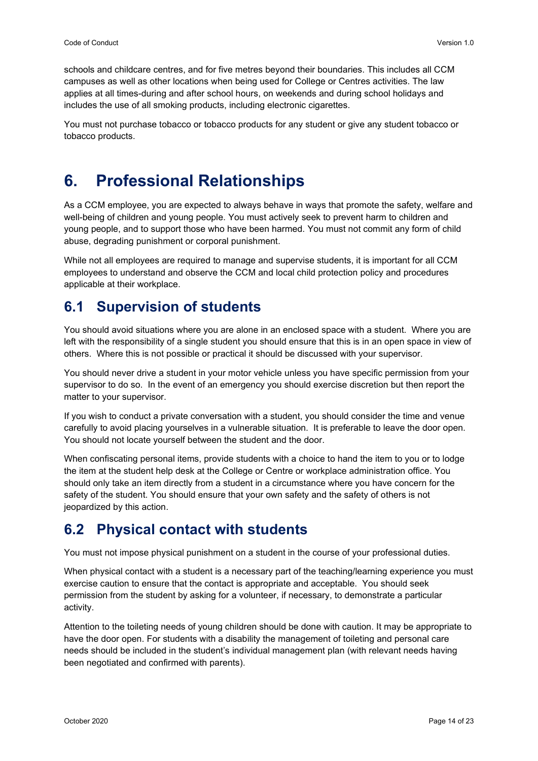schools and childcare centres, and for five metres beyond their boundaries. This includes all CCM campuses as well as other locations when being used for College or Centres activities. The law applies at all times-during and after school hours, on weekends and during school holidays and includes the use of all smoking products, including electronic cigarettes.

You must not purchase tobacco or tobacco products for any student or give any student tobacco or tobacco products.

# 6. Professional Relationships

As a CCM employee, you are expected to always behave in ways that promote the safety, welfare and well-being of children and young people. You must actively seek to prevent harm to children and young people, and to support those who have been harmed. You must not commit any form of child abuse, degrading punishment or corporal punishment.

While not all employees are required to manage and supervise students, it is important for all CCM employees to understand and observe the CCM and local child protection policy and procedures applicable at their workplace.

## 6.1 Supervision of students

You should avoid situations where you are alone in an enclosed space with a student. Where you are left with the responsibility of a single student you should ensure that this is in an open space in view of others. Where this is not possible or practical it should be discussed with your supervisor.

You should never drive a student in your motor vehicle unless you have specific permission from your supervisor to do so. In the event of an emergency you should exercise discretion but then report the matter to your supervisor.

If you wish to conduct a private conversation with a student, you should consider the time and venue carefully to avoid placing yourselves in a vulnerable situation. It is preferable to leave the door open. You should not locate yourself between the student and the door.

When confiscating personal items, provide students with a choice to hand the item to you or to lodge the item at the student help desk at the College or Centre or workplace administration office. You should only take an item directly from a student in a circumstance where you have concern for the safety of the student. You should ensure that your own safety and the safety of others is not jeopardized by this action.

## 6.2 Physical contact with students

You must not impose physical punishment on a student in the course of your professional duties.

When physical contact with a student is a necessary part of the teaching/learning experience you must exercise caution to ensure that the contact is appropriate and acceptable. You should seek permission from the student by asking for a volunteer, if necessary, to demonstrate a particular activity.

Attention to the toileting needs of young children should be done with caution. It may be appropriate to have the door open. For students with a disability the management of toileting and personal care needs should be included in the student's individual management plan (with relevant needs having been negotiated and confirmed with parents).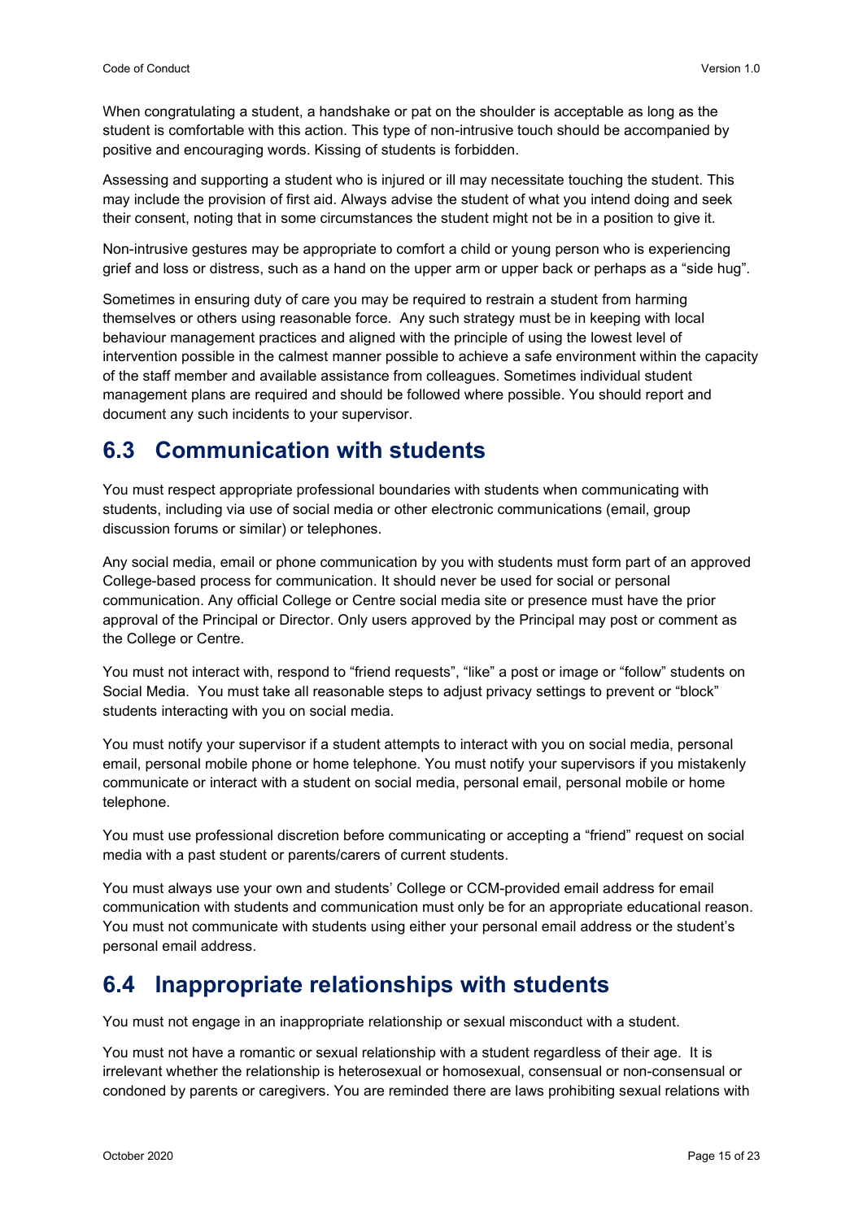When congratulating a student, a handshake or pat on the shoulder is acceptable as long as the student is comfortable with this action. This type of non-intrusive touch should be accompanied by positive and encouraging words. Kissing of students is forbidden.

Assessing and supporting a student who is injured or ill may necessitate touching the student. This may include the provision of first aid. Always advise the student of what you intend doing and seek their consent, noting that in some circumstances the student might not be in a position to give it.

Non-intrusive gestures may be appropriate to comfort a child or young person who is experiencing grief and loss or distress, such as a hand on the upper arm or upper back or perhaps as a "side hug".

Sometimes in ensuring duty of care you may be required to restrain a student from harming themselves or others using reasonable force. Any such strategy must be in keeping with local behaviour management practices and aligned with the principle of using the lowest level of intervention possible in the calmest manner possible to achieve a safe environment within the capacity of the staff member and available assistance from colleagues. Sometimes individual student management plans are required and should be followed where possible. You should report and document any such incidents to your supervisor.

## 6.3 Communication with students

You must respect appropriate professional boundaries with students when communicating with students, including via use of social media or other electronic communications (email, group discussion forums or similar) or telephones.

Any social media, email or phone communication by you with students must form part of an approved College-based process for communication. It should never be used for social or personal communication. Any official College or Centre social media site or presence must have the prior approval of the Principal or Director. Only users approved by the Principal may post or comment as the College or Centre.

You must not interact with, respond to "friend requests", "like" a post or image or "follow" students on Social Media. You must take all reasonable steps to adjust privacy settings to prevent or "block" students interacting with you on social media.

You must notify your supervisor if a student attempts to interact with you on social media, personal email, personal mobile phone or home telephone. You must notify your supervisors if you mistakenly communicate or interact with a student on social media, personal email, personal mobile or home telephone.

You must use professional discretion before communicating or accepting a "friend" request on social media with a past student or parents/carers of current students.

You must always use your own and students' College or CCM-provided email address for email communication with students and communication must only be for an appropriate educational reason. You must not communicate with students using either your personal email address or the student's personal email address.

## 6.4 Inappropriate relationships with students

You must not engage in an inappropriate relationship or sexual misconduct with a student.

You must not have a romantic or sexual relationship with a student regardless of their age. It is irrelevant whether the relationship is heterosexual or homosexual, consensual or non-consensual or condoned by parents or caregivers. You are reminded there are laws prohibiting sexual relations with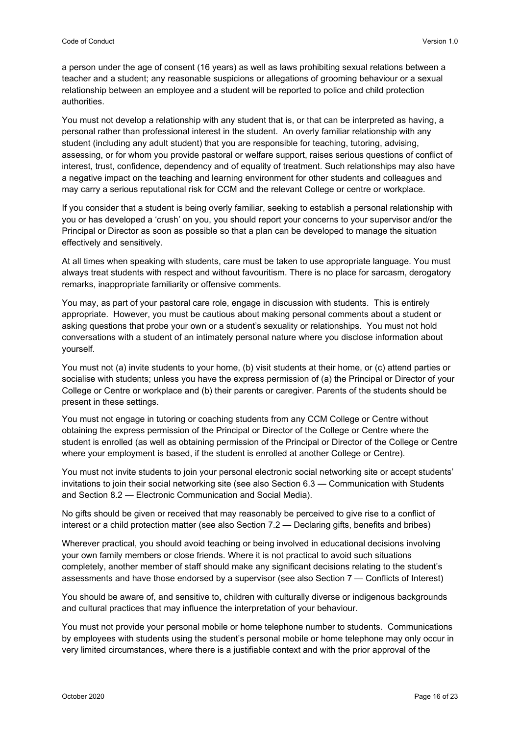a person under the age of consent (16 years) as well as laws prohibiting sexual relations between a teacher and a student; any reasonable suspicions or allegations of grooming behaviour or a sexual relationship between an employee and a student will be reported to police and child protection authorities.

You must not develop a relationship with any student that is, or that can be interpreted as having, a personal rather than professional interest in the student. An overly familiar relationship with any student (including any adult student) that you are responsible for teaching, tutoring, advising, assessing, or for whom you provide pastoral or welfare support, raises serious questions of conflict of interest, trust, confidence, dependency and of equality of treatment. Such relationships may also have a negative impact on the teaching and learning environment for other students and colleagues and may carry a serious reputational risk for CCM and the relevant College or centre or workplace.

If you consider that a student is being overly familiar, seeking to establish a personal relationship with you or has developed a 'crush' on you, you should report your concerns to your supervisor and/or the Principal or Director as soon as possible so that a plan can be developed to manage the situation effectively and sensitively.

At all times when speaking with students, care must be taken to use appropriate language. You must always treat students with respect and without favouritism. There is no place for sarcasm, derogatory remarks, inappropriate familiarity or offensive comments.

You may, as part of your pastoral care role, engage in discussion with students. This is entirely appropriate. However, you must be cautious about making personal comments about a student or asking questions that probe your own or a student's sexuality or relationships. You must not hold conversations with a student of an intimately personal nature where you disclose information about yourself.

You must not (a) invite students to your home, (b) visit students at their home, or (c) attend parties or socialise with students; unless you have the express permission of (a) the Principal or Director of your College or Centre or workplace and (b) their parents or caregiver. Parents of the students should be present in these settings.

You must not engage in tutoring or coaching students from any CCM College or Centre without obtaining the express permission of the Principal or Director of the College or Centre where the student is enrolled (as well as obtaining permission of the Principal or Director of the College or Centre where your employment is based, if the student is enrolled at another College or Centre).

You must not invite students to join your personal electronic social networking site or accept students' invitations to join their social networking site (see also Section 6.3 — Communication with Students and Section 8.2 — Electronic Communication and Social Media).

No gifts should be given or received that may reasonably be perceived to give rise to a conflict of interest or a child protection matter (see also Section 7.2 — Declaring gifts, benefits and bribes)

Wherever practical, you should avoid teaching or being involved in educational decisions involving your own family members or close friends. Where it is not practical to avoid such situations completely, another member of staff should make any significant decisions relating to the student's assessments and have those endorsed by a supervisor (see also Section 7 — Conflicts of Interest)

You should be aware of, and sensitive to, children with culturally diverse or indigenous backgrounds and cultural practices that may influence the interpretation of your behaviour.

You must not provide your personal mobile or home telephone number to students. Communications by employees with students using the student's personal mobile or home telephone may only occur in very limited circumstances, where there is a justifiable context and with the prior approval of the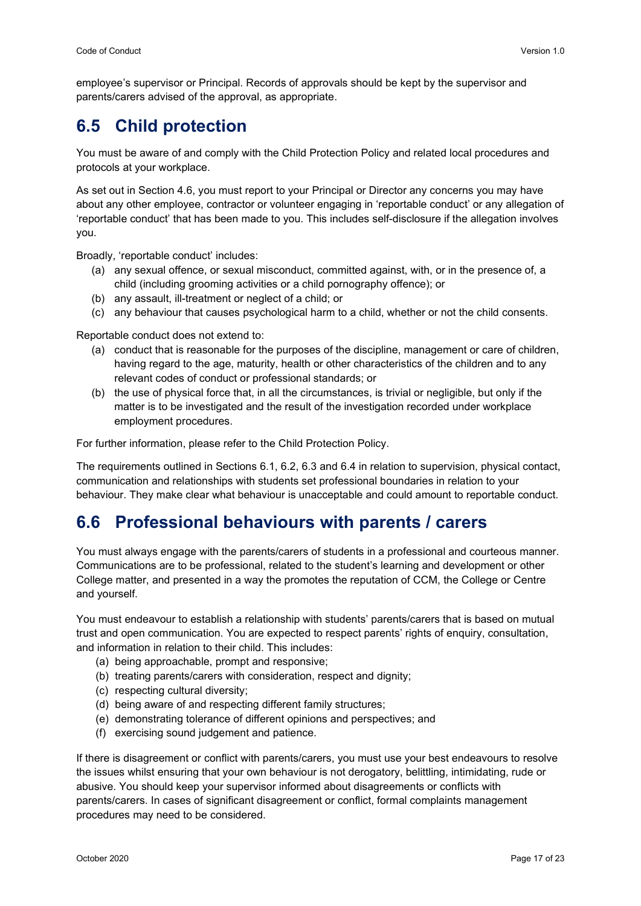employee's supervisor or Principal. Records of approvals should be kept by the supervisor and parents/carers advised of the approval, as appropriate.

## 6.5 Child protection

You must be aware of and comply with the Child Protection Policy and related local procedures and protocols at your workplace.

As set out in Section 4.6, you must report to your Principal or Director any concerns you may have about any other employee, contractor or volunteer engaging in 'reportable conduct' or any allegation of 'reportable conduct' that has been made to you. This includes self-disclosure if the allegation involves you.

Broadly, 'reportable conduct' includes:

(a) any sexual offence, or sexual misconduct, committed against, with, or in the presence of, a child (including grooming activities or a child pornography offence); or
(b) any assault, ill-treatment or neglect of a child; or
(c) any behaviour that causes psychological harm to a child, whether or not the child consents.

Reportable conduct does not extend to:

(a) conduct that is reasonable for the purposes of the discipline, management or care of children, having regard to the age, maturity, health or other characteristics of the children and to any relevant codes of conduct or professional standards; or
(b) the use of physical force that, in all the circumstances, is trivial or negligible, but only if the matter is to be investigated and the result of the investigation recorded under workplace employment procedures.

For further information, please refer to the Child Protection Policy.

The requirements outlined in Sections 6.1, 6.2, 6.3 and 6.4 in relation to supervision, physical contact, communication and relationships with students set professional boundaries in relation to your behaviour. They make clear what behaviour is unacceptable and could amount to reportable conduct.

## 6.6 Professional behaviours with parents / carers

You must always engage with the parents/carers of students in a professional and courteous manner. Communications are to be professional, related to the student's learning and development or other College matter, and presented in a way the promotes the reputation of CCM, the College or Centre and yourself.

You must endeavour to establish a relationship with students' parents/carers that is based on mutual trust and open communication. You are expected to respect parents' rights of enquiry, consultation, and information in relation to their child. This includes:

(a) being approachable, prompt and responsive;
(b) treating parents/carers with consideration, respect and dignity;
(c) respecting cultural diversity;
(d) being aware of and respecting different family structures;
(e) demonstrating tolerance of different opinions and perspectives; and
(f) exercising sound judgement and patience.

If there is disagreement or conflict with parents/carers, you must use your best endeavours to resolve the issues whilst ensuring that your own behaviour is not derogatory, belittling, intimidating, rude or abusive. You should keep your supervisor informed about disagreements or conflicts with parents/carers. In cases of significant disagreement or conflict, formal complaints management procedures may need to be considered.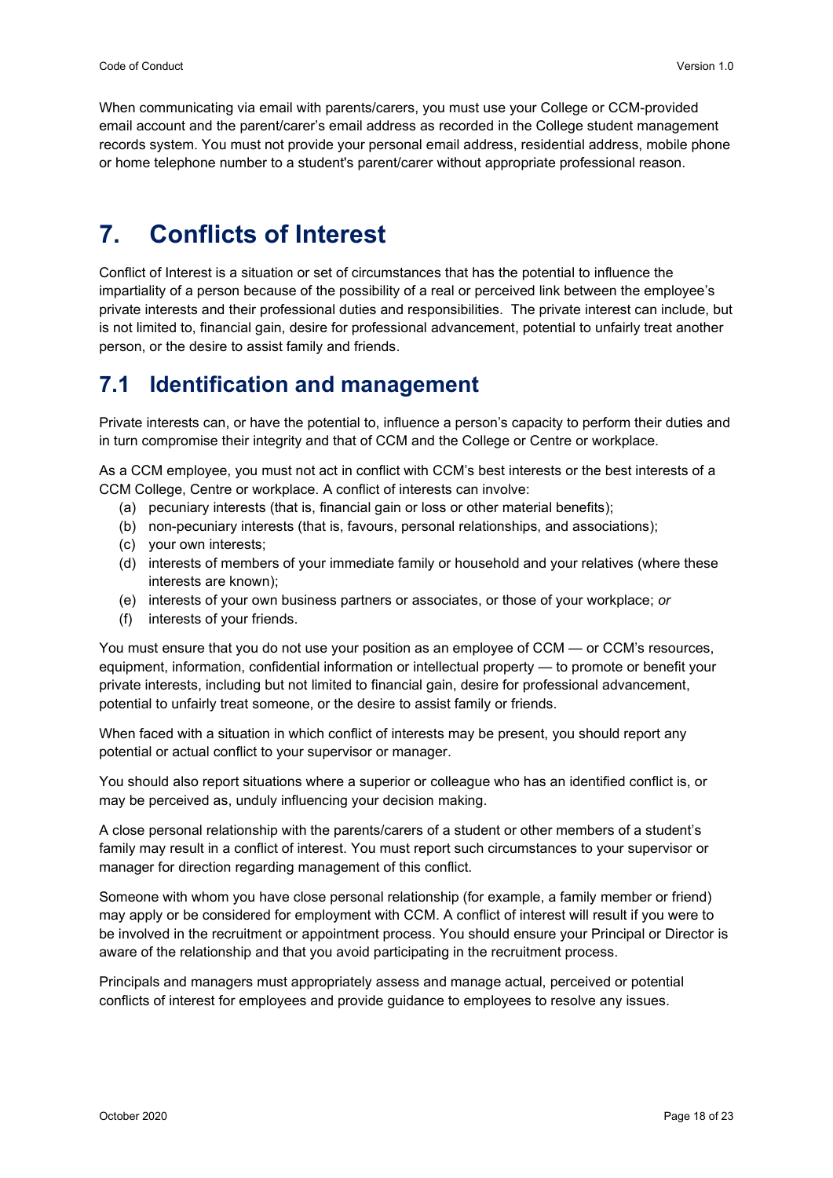When communicating via email with parents/carers, you must use your College or CCM-provided email account and the parent/carer's email address as recorded in the College student management records system. You must not provide your personal email address, residential address, mobile phone or home telephone number to a student's parent/carer without appropriate professional reason.

# 7. Conflicts of Interest

Conflict of Interest is a situation or set of circumstances that has the potential to influence the impartiality of a person because of the possibility of a real or perceived link between the employee's private interests and their professional duties and responsibilities. The private interest can include, but is not limited to, financial gain, desire for professional advancement, potential to unfairly treat another person, or the desire to assist family and friends.

## 7.1 Identification and management

Private interests can, or have the potential to, influence a person's capacity to perform their duties and in turn compromise their integrity and that of CCM and the College or Centre or workplace.

As a CCM employee, you must not act in conflict with CCM's best interests or the best interests of a CCM College, Centre or workplace. A conflict of interests can involve:

(a) pecuniary interests (that is, financial gain or loss or other material benefits);
(b) non-pecuniary interests (that is, favours, personal relationships, and associations);
(c) your own interests;
(d) interests of members of your immediate family or household and your relatives (where these interests are known);
(e) interests of your own business partners or associates, or those of your workplace; *or*
(f) interests of your friends.

You must ensure that you do not use your position as an employee of CCM — or CCM's resources, equipment, information, confidential information or intellectual property — to promote or benefit your private interests, including but not limited to financial gain, desire for professional advancement, potential to unfairly treat someone, or the desire to assist family or friends.

When faced with a situation in which conflict of interests may be present, you should report any potential or actual conflict to your supervisor or manager.

You should also report situations where a superior or colleague who has an identified conflict is, or may be perceived as, unduly influencing your decision making.

A close personal relationship with the parents/carers of a student or other members of a student's family may result in a conflict of interest. You must report such circumstances to your supervisor or manager for direction regarding management of this conflict.

Someone with whom you have close personal relationship (for example, a family member or friend) may apply or be considered for employment with CCM. A conflict of interest will result if you were to be involved in the recruitment or appointment process. You should ensure your Principal or Director is aware of the relationship and that you avoid participating in the recruitment process.

Principals and managers must appropriately assess and manage actual, perceived or potential conflicts of interest for employees and provide guidance to employees to resolve any issues.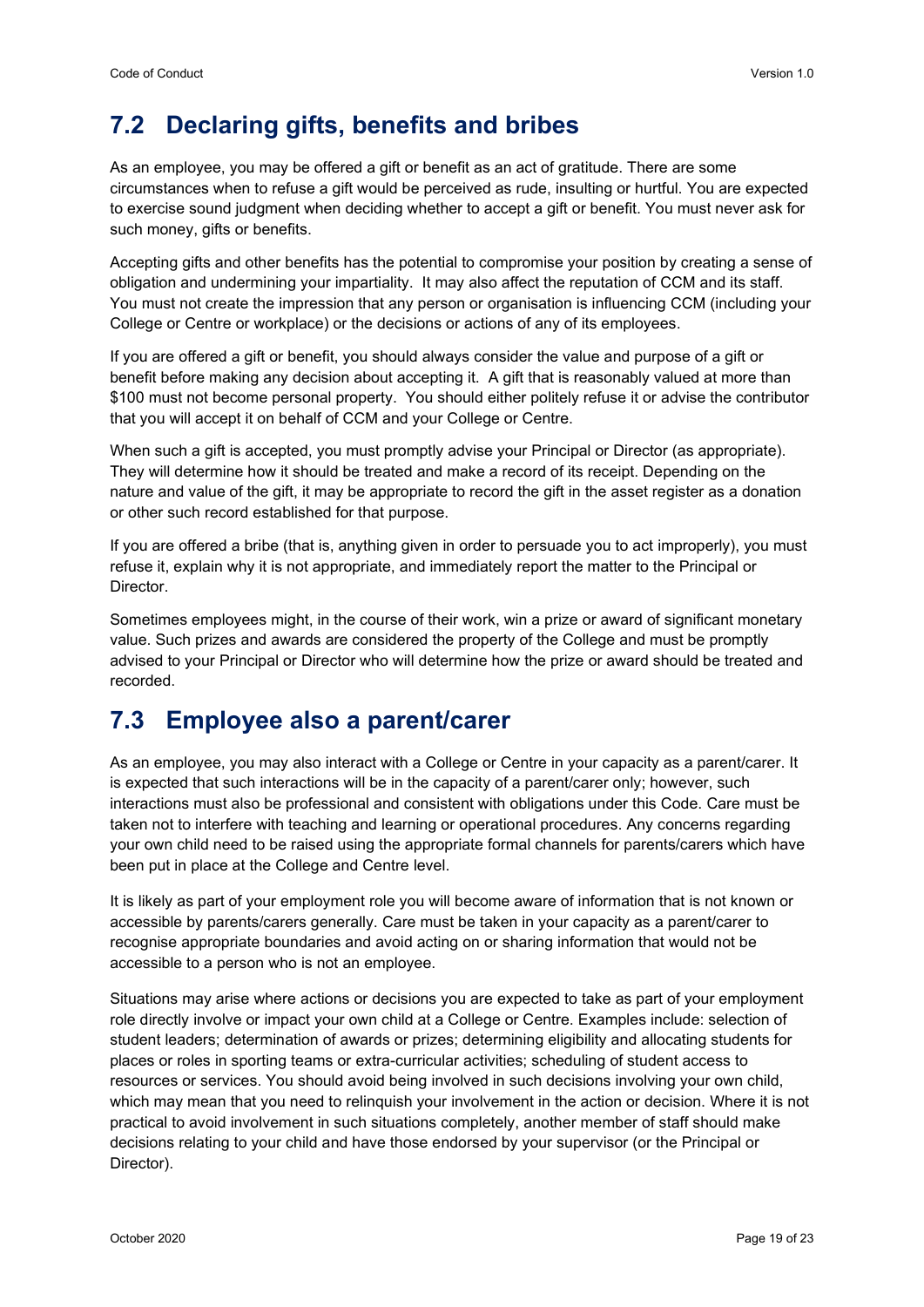## 7.2 Declaring gifts, benefits and bribes

As an employee, you may be offered a gift or benefit as an act of gratitude. There are some circumstances when to refuse a gift would be perceived as rude, insulting or hurtful. You are expected to exercise sound judgment when deciding whether to accept a gift or benefit. You must never ask for such money, gifts or benefits.

Accepting gifts and other benefits has the potential to compromise your position by creating a sense of obligation and undermining your impartiality. It may also affect the reputation of CCM and its staff. You must not create the impression that any person or organisation is influencing CCM (including your College or Centre or workplace) or the decisions or actions of any of its employees.

If you are offered a gift or benefit, you should always consider the value and purpose of a gift or benefit before making any decision about accepting it. A gift that is reasonably valued at more than $100 must not become personal property. You should either politely refuse it or advise the contributor that you will accept it on behalf of CCM and your College or Centre.

When such a gift is accepted, you must promptly advise your Principal or Director (as appropriate). They will determine how it should be treated and make a record of its receipt. Depending on the nature and value of the gift, it may be appropriate to record the gift in the asset register as a donation or other such record established for that purpose.

If you are offered a bribe (that is, anything given in order to persuade you to act improperly), you must refuse it, explain why it is not appropriate, and immediately report the matter to the Principal or Director.

Sometimes employees might, in the course of their work, win a prize or award of significant monetary value. Such prizes and awards are considered the property of the College and must be promptly advised to your Principal or Director who will determine how the prize or award should be treated and recorded.

## 7.3 Employee also a parent/carer

As an employee, you may also interact with a College or Centre in your capacity as a parent/carer. It is expected that such interactions will be in the capacity of a parent/carer only; however, such interactions must also be professional and consistent with obligations under this Code. Care must be taken not to interfere with teaching and learning or operational procedures. Any concerns regarding your own child need to be raised using the appropriate formal channels for parents/carers which have been put in place at the College and Centre level.

It is likely as part of your employment role you will become aware of information that is not known or accessible by parents/carers generally. Care must be taken in your capacity as a parent/carer to recognise appropriate boundaries and avoid acting on or sharing information that would not be accessible to a person who is not an employee.

Situations may arise where actions or decisions you are expected to take as part of your employment role directly involve or impact your own child at a College or Centre. Examples include: selection of student leaders; determination of awards or prizes; determining eligibility and allocating students for places or roles in sporting teams or extra-curricular activities; scheduling of student access to resources or services. You should avoid being involved in such decisions involving your own child, which may mean that you need to relinquish your involvement in the action or decision. Where it is not practical to avoid involvement in such situations completely, another member of staff should make decisions relating to your child and have those endorsed by your supervisor (or the Principal or Director).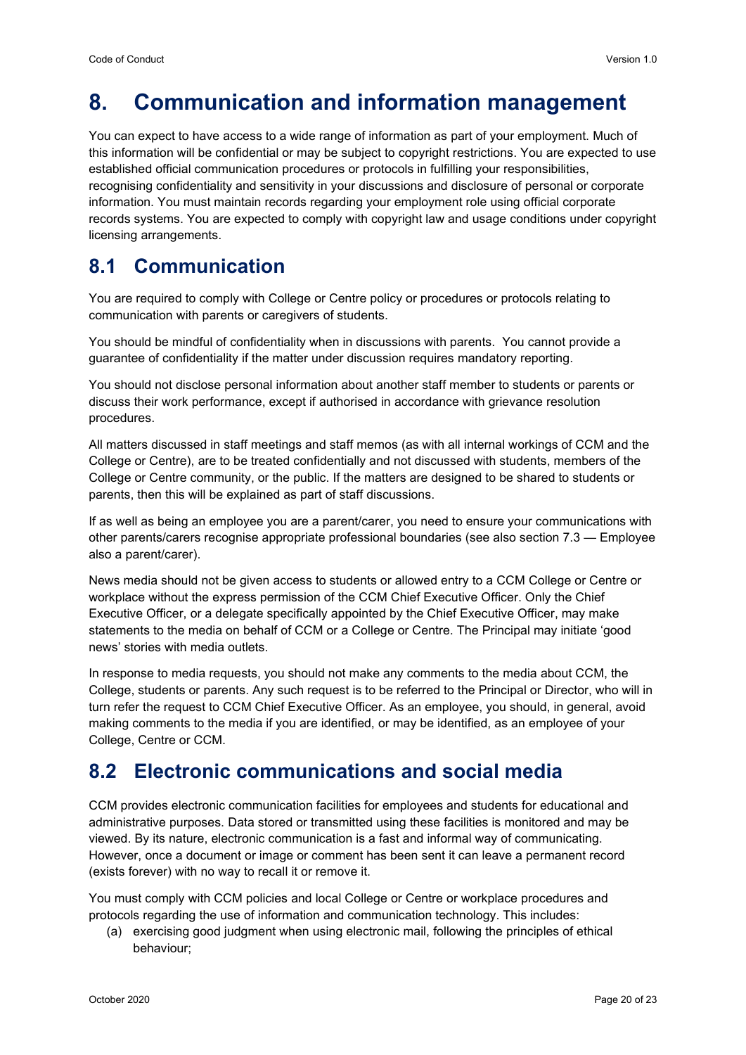# 8. Communication and information management

You can expect to have access to a wide range of information as part of your employment. Much of this information will be confidential or may be subject to copyright restrictions. You are expected to use established official communication procedures or protocols in fulfilling your responsibilities, recognising confidentiality and sensitivity in your discussions and disclosure of personal or corporate information. You must maintain records regarding your employment role using official corporate records systems. You are expected to comply with copyright law and usage conditions under copyright licensing arrangements.

## 8.1 Communication

You are required to comply with College or Centre policy or procedures or protocols relating to communication with parents or caregivers of students.

You should be mindful of confidentiality when in discussions with parents. You cannot provide a guarantee of confidentiality if the matter under discussion requires mandatory reporting.

You should not disclose personal information about another staff member to students or parents or discuss their work performance, except if authorised in accordance with grievance resolution procedures.

All matters discussed in staff meetings and staff memos (as with all internal workings of CCM and the College or Centre), are to be treated confidentially and not discussed with students, members of the College or Centre community, or the public. If the matters are designed to be shared to students or parents, then this will be explained as part of staff discussions.

If as well as being an employee you are a parent/carer, you need to ensure your communications with other parents/carers recognise appropriate professional boundaries (see also section 7.3 — Employee also a parent/carer).

News media should not be given access to students or allowed entry to a CCM College or Centre or workplace without the express permission of the CCM Chief Executive Officer. Only the Chief Executive Officer, or a delegate specifically appointed by the Chief Executive Officer, may make statements to the media on behalf of CCM or a College or Centre. The Principal may initiate 'good news' stories with media outlets.

In response to media requests, you should not make any comments to the media about CCM, the College, students or parents. Any such request is to be referred to the Principal or Director, who will in turn refer the request to CCM Chief Executive Officer. As an employee, you should, in general, avoid making comments to the media if you are identified, or may be identified, as an employee of your College, Centre or CCM.

## 8.2 Electronic communications and social media

CCM provides electronic communication facilities for employees and students for educational and administrative purposes. Data stored or transmitted using these facilities is monitored and may be viewed. By its nature, electronic communication is a fast and informal way of communicating. However, once a document or image or comment has been sent it can leave a permanent record (exists forever) with no way to recall it or remove it.

You must comply with CCM policies and local College or Centre or workplace procedures and protocols regarding the use of information and communication technology. This includes:

(a) exercising good judgment when using electronic mail, following the principles of ethical behaviour;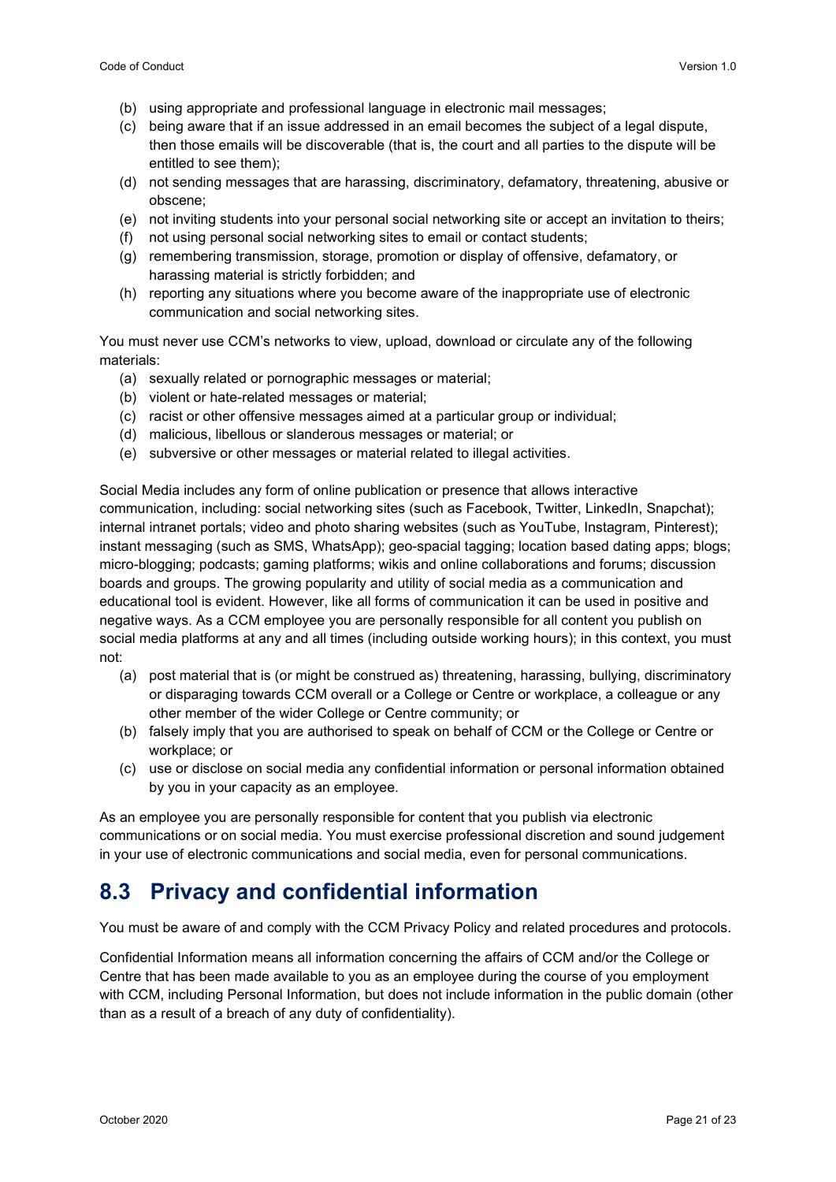(b) using appropriate and professional language in electronic mail messages;

(c) being aware that if an issue addressed in an email becomes the subject of a legal dispute, then those emails will be discoverable (that is, the court and all parties to the dispute will be entitled to see them);

(d) not sending messages that are harassing, discriminatory, defamatory, threatening, abusive or obscene;

(e) not inviting students into your personal social networking site or accept an invitation to theirs;

(f) not using personal social networking sites to email or contact students;

(g) remembering transmission, storage, promotion or display of offensive, defamatory, or harassing material is strictly forbidden; and

(h) reporting any situations where you become aware of the inappropriate use of electronic communication and social networking sites.

You must never use CCM's networks to view, upload, download or circulate any of the following materials:

(a) sexually related or pornographic messages or material;

(b) violent or hate-related messages or material;

(c) racist or other offensive messages aimed at a particular group or individual;

(d) malicious, libellous or slanderous messages or material; or

(e) subversive or other messages or material related to illegal activities.

Social Media includes any form of online publication or presence that allows interactive communication, including: social networking sites (such as Facebook, Twitter, LinkedIn, Snapchat); internal intranet portals; video and photo sharing websites (such as YouTube, Instagram, Pinterest); instant messaging (such as SMS, WhatsApp); geo-spacial tagging; location based dating apps; blogs; micro-blogging; podcasts; gaming platforms; wikis and online collaborations and forums; discussion boards and groups. The growing popularity and utility of social media as a communication and educational tool is evident. However, like all forms of communication it can be used in positive and negative ways. As a CCM employee you are personally responsible for all content you publish on social media platforms at any and all times (including outside working hours); in this context, you must not:

(a) post material that is (or might be construed as) threatening, harassing, bullying, discriminatory or disparaging towards CCM overall or a College or Centre or workplace, a colleague or any other member of the wider College or Centre community; or

(b) falsely imply that you are authorised to speak on behalf of CCM or the College or Centre or workplace; or

(c) use or disclose on social media any confidential information or personal information obtained by you in your capacity as an employee.

As an employee you are personally responsible for content that you publish via electronic communications or on social media. You must exercise professional discretion and sound judgement in your use of electronic communications and social media, even for personal communications.

## 8.3 Privacy and confidential information

You must be aware of and comply with the CCM Privacy Policy and related procedures and protocols.

Confidential Information means all information concerning the affairs of CCM and/or the College or Centre that has been made available to you as an employee during the course of you employment with CCM, including Personal Information, but does not include information in the public domain (other than as a result of a breach of any duty of confidentiality).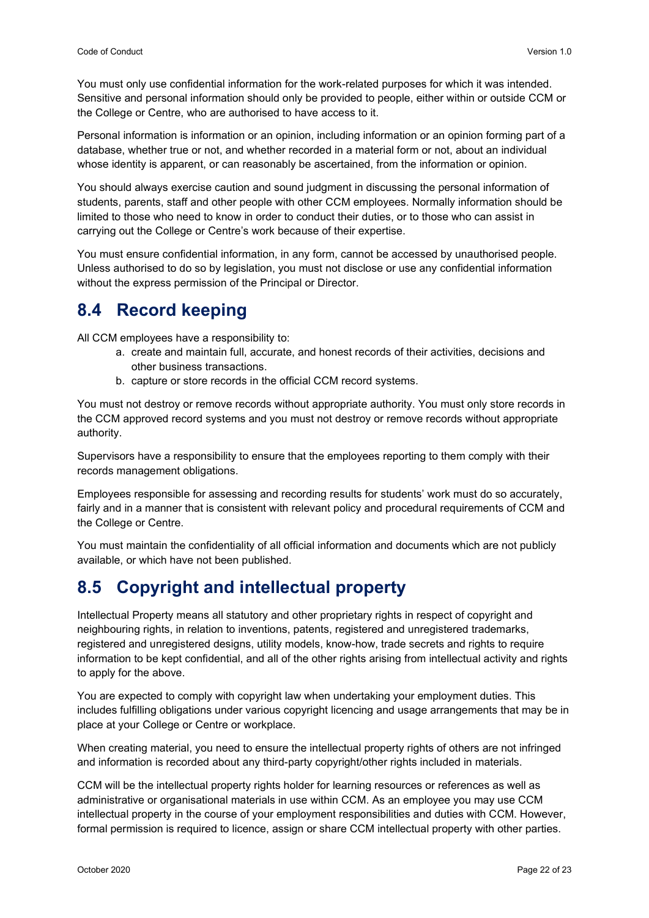You must only use confidential information for the work-related purposes for which it was intended. Sensitive and personal information should only be provided to people, either within or outside CCM or the College or Centre, who are authorised to have access to it.

Personal information is information or an opinion, including information or an opinion forming part of a database, whether true or not, and whether recorded in a material form or not, about an individual whose identity is apparent, or can reasonably be ascertained, from the information or opinion.

You should always exercise caution and sound judgment in discussing the personal information of students, parents, staff and other people with other CCM employees. Normally information should be limited to those who need to know in order to conduct their duties, or to those who can assist in carrying out the College or Centre's work because of their expertise.

You must ensure confidential information, in any form, cannot be accessed by unauthorised people. Unless authorised to do so by legislation, you must not disclose or use any confidential information without the express permission of the Principal or Director.

## 8.4 Record keeping

All CCM employees have a responsibility to:

a. create and maintain full, accurate, and honest records of their activities, decisions and other business transactions.
b. capture or store records in the official CCM record systems.

You must not destroy or remove records without appropriate authority. You must only store records in the CCM approved record systems and you must not destroy or remove records without appropriate authority.

Supervisors have a responsibility to ensure that the employees reporting to them comply with their records management obligations.

Employees responsible for assessing and recording results for students' work must do so accurately, fairly and in a manner that is consistent with relevant policy and procedural requirements of CCM and the College or Centre.

You must maintain the confidentiality of all official information and documents which are not publicly available, or which have not been published.

## 8.5 Copyright and intellectual property

Intellectual Property means all statutory and other proprietary rights in respect of copyright and neighbouring rights, in relation to inventions, patents, registered and unregistered trademarks, registered and unregistered designs, utility models, know-how, trade secrets and rights to require information to be kept confidential, and all of the other rights arising from intellectual activity and rights to apply for the above.

You are expected to comply with copyright law when undertaking your employment duties. This includes fulfilling obligations under various copyright licencing and usage arrangements that may be in place at your College or Centre or workplace.

When creating material, you need to ensure the intellectual property rights of others are not infringed and information is recorded about any third-party copyright/other rights included in materials.

CCM will be the intellectual property rights holder for learning resources or references as well as administrative or organisational materials in use within CCM. As an employee you may use CCM intellectual property in the course of your employment responsibilities and duties with CCM. However, formal permission is required to licence, assign or share CCM intellectual property with other parties.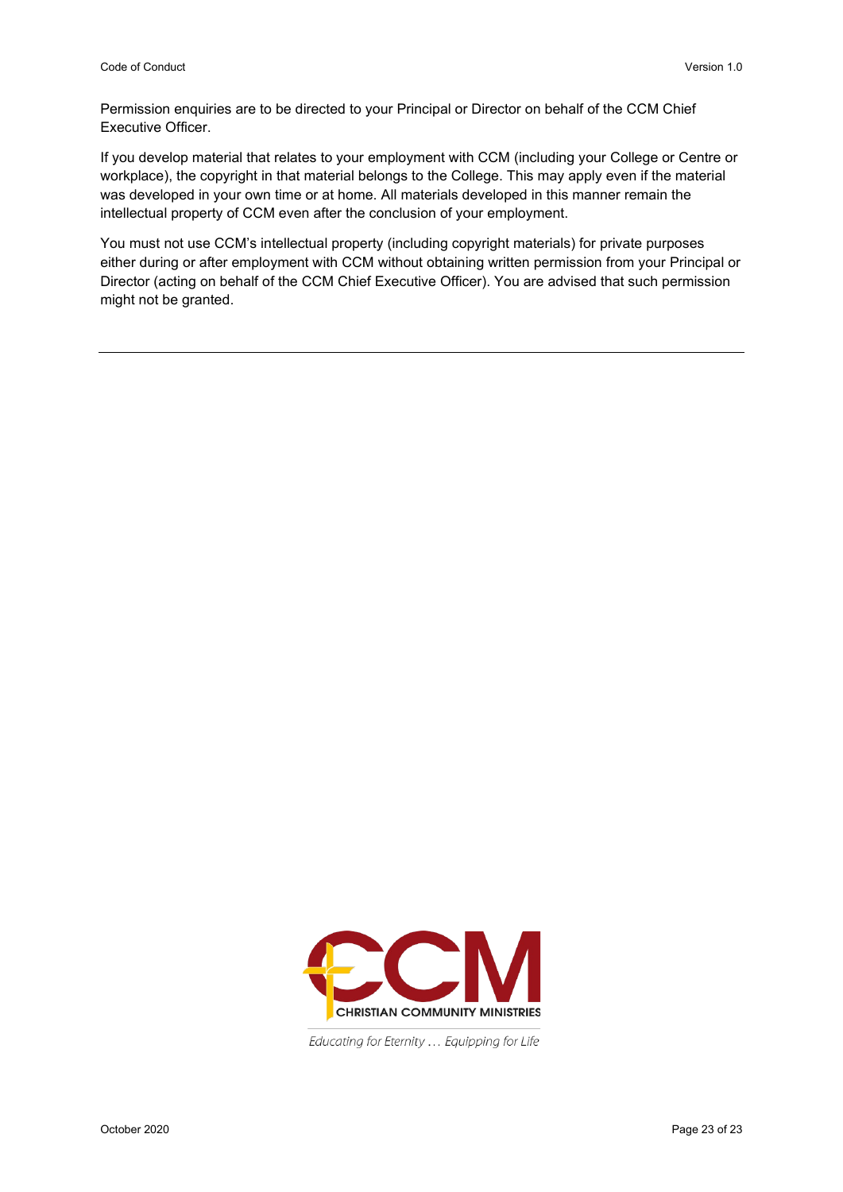Permission enquiries are to be directed to your Principal or Director on behalf of the CCM Chief Executive Officer.

If you develop material that relates to your employment with CCM (including your College or Centre or workplace), the copyright in that material belongs to the College. This may apply even if the material was developed in your own time or at home. All materials developed in this manner remain the intellectual property of CCM even after the conclusion of your employment.

You must not use CCM's intellectual property (including copyright materials) for private purposes either during or after employment with CCM without obtaining written permission from your Principal or Director (acting on behalf of the CCM Chief Executive Officer). You are advised that such permission might not be granted.

---

CCM
CHRISTIAN COMMUNITY MINISTRIES

*Educating for Eternity … Equipping for Life*